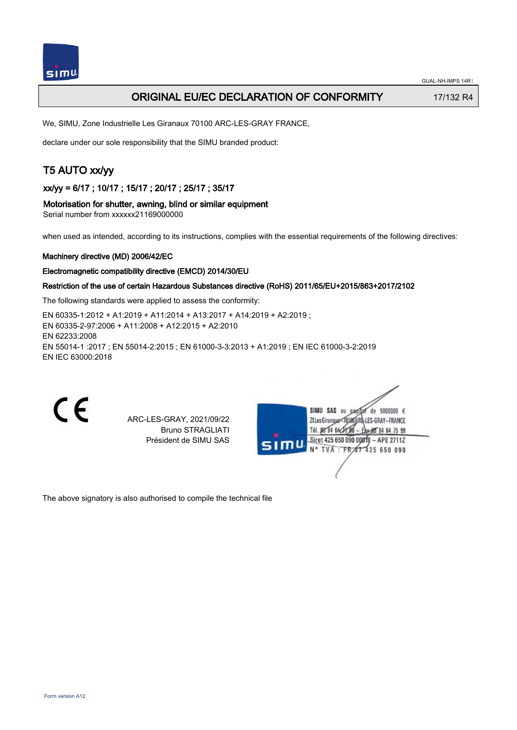# ORIGINAL EU/EC DECLARATION OF CONFORMITY

17/132 R4

We, SIMU, Zone Industrielle Les Giranaux 70100 ARC-LES-GRAY FRANCE,

declare under our sole responsibility that the SIMU branded product:

## T5 AUTO xx/yy

### xx/yy = 6/17 ; 10/17 ; 15/17 ; 20/17 ; 25/17 ; 35/17

**Motorisation for shutter, awning, blind or similar equipment**

Serial number from xxxxxx21169000000

when used as intended, according to its instructions, complies with the essential requirements of the following directives:

**Machinery directive (MD) 2006/42/EC**

**Electromagnetic compatibility directive (EMCD) 2014/30/EU**

**Restriction of the use of certain Hazardous Substances directive (RoHS) 2011/65/EU+2015/863+2017/2102**

The following standards were applied to assess the conformity:

EN 60335-1:2012 + A1:2019 + A11:2014 + A13:2017 + A14:2019 + A2:2019 ;
EN 60335-2-97:2006 + A11:2008 + A12:2015 + A2:2010
EN 62233:2008
EN 55014-1 :2017 ; EN 55014-2:2015 ; EN 61000-3-3:2013 + A1:2019 ; EN IEC 61000-3-2:2019
EN IEC 63000:2018

CE

ARC-LES-GRAY, 2021/09/22
Bruno STRAGLIATI
Président de SIMU SAS

SIMU SAS au capital de 5000000 €
ZI Les Giranaux 70100 ARC-LES-GRAY-FRANCE
Tél. 03 84 64 75 00 – Fax 03 84 64 75 99
Siret 425 650 090 00011 – APE 2711Z
N° TVA : FR 87 425 650 090

The above signatory is also authorised to compile the technical file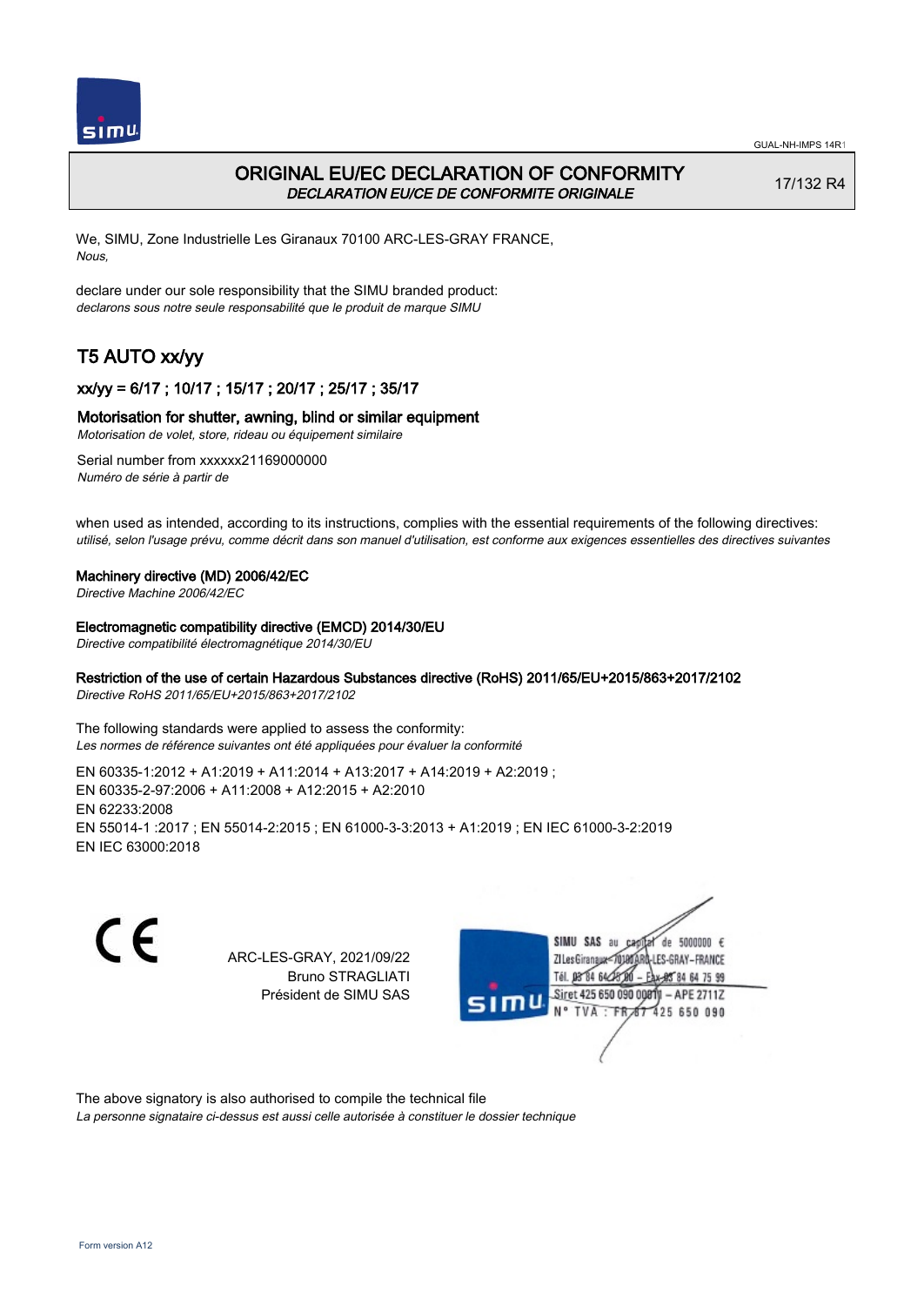# ORIGINAL EU/EC DECLARATION OF CONFORMITY

*DECLARATION EU/CE DE CONFORMITE ORIGINALE*

17/132 R4

We, SIMU, Zone Industrielle Les Giranaux 70100 ARC-LES-GRAY FRANCE,
*Nous,*

declare under our sole responsibility that the SIMU branded product:
*declarons sous notre seule responsabilité que le produit de marque SIMU*

## T5 AUTO xx/yy

### xx/yy = 6/17 ; 10/17 ; 15/17 ; 20/17 ; 25/17 ; 35/17

Motorisation for shutter, awning, blind or similar equipment
*Motorisation de volet, store, rideau ou équipement similaire*

Serial number from xxxxxx21169000000
*Numéro de série à partir de*

when used as intended, according to its instructions, complies with the essential requirements of the following directives:
*utilisé, selon l'usage prévu, comme décrit dans son manuel d'utilisation, est conforme aux exigences essentielles des directives suivantes*

**Machinery directive (MD) 2006/42/EC**
*Directive Machine 2006/42/EC*

**Electromagnetic compatibility directive (EMCD) 2014/30/EU**
*Directive compatibilité électromagnétique 2014/30/EU*

**Restriction of the use of certain Hazardous Substances directive (RoHS) 2011/65/EU+2015/863+2017/2102**
*Directive RoHS 2011/65/EU+2015/863+2017/2102*

The following standards were applied to assess the conformity:
*Les normes de référence suivantes ont été appliquées pour évaluer la conformité*

EN 60335-1:2012 + A1:2019 + A11:2014 + A13:2017 + A14:2019 + A2:2019 ;
EN 60335-2-97:2006 + A11:2008 + A12:2015 + A2:2010
EN 62233:2008
EN 55014-1 :2017 ; EN 55014-2:2015 ; EN 61000-3-3:2013 + A1:2019 ; EN IEC 61000-3-2:2019
EN IEC 63000:2018

CE

ARC-LES-GRAY, 2021/09/22
Bruno STRAGLIATI
Président de SIMU SAS

SIMU SAS au capital de 5000000 €
ZI Les Giranaux 70100 ARC-LES-GRAY-FRANCE
Tél. 03 84 64 75 00 – Fax 03 84 64 75 99
Siret 425 650 090 00011 – APE 2711Z
N° TVA : FR 87 425 650 090

The above signatory is also authorised to compile the technical file
*La personne signataire ci-dessus est aussi celle autorisée à constituer le dossier technique*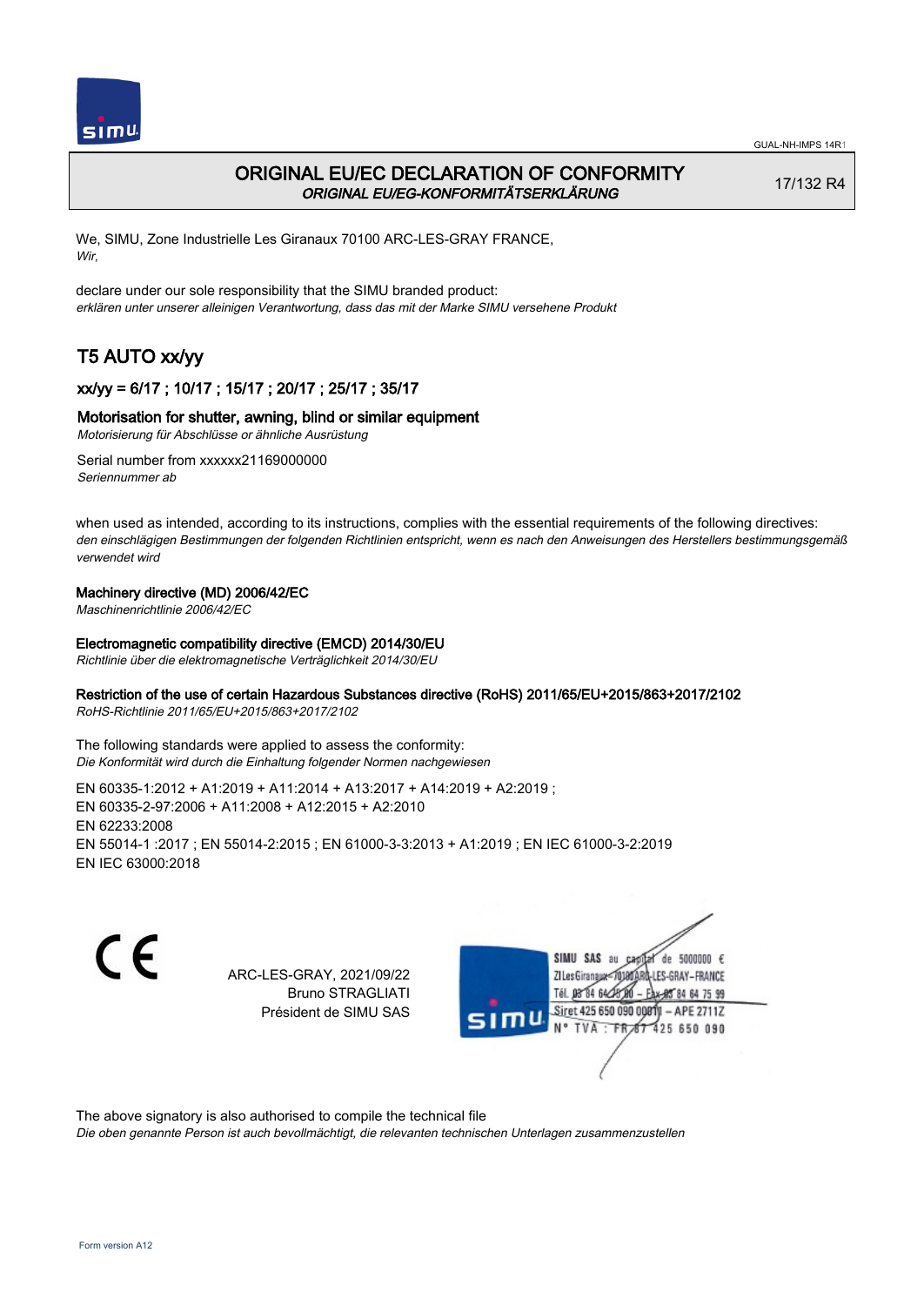# ORIGINAL EU/EC DECLARATION OF CONFORMITY

*ORIGINAL EU/EG-KONFORMITÄTSERKLÄRUNG*

17/132 R4

We, SIMU, Zone Industrielle Les Giranaux 70100 ARC-LES-GRAY FRANCE,
*Wir,*

declare under our sole responsibility that the SIMU branded product:
*erklären unter unserer alleinigen Verantwortung, dass das mit der Marke SIMU versehene Produkt*

## T5 AUTO xx/yy

### xx/yy = 6/17 ; 10/17 ; 15/17 ; 20/17 ; 25/17 ; 35/17

### Motorisation for shutter, awning, blind or similar equipment

*Motorisierung für Abschlüsse or ähnliche Ausrüstung*

Serial number from xxxxxx21169000000
*Seriennummer ab*

when used as intended, according to its instructions, complies with the essential requirements of the following directives:
*den einschlägigen Bestimmungen der folgenden Richtlinien entspricht, wenn es nach den Anweisungen des Herstellers bestimmungsgemäß verwendet wird*

**Machinery directive (MD) 2006/42/EC**
*Maschinenrichtlinie 2006/42/EC*

**Electromagnetic compatibility directive (EMCD) 2014/30/EU**
*Richtlinie über die elektromagnetische Verträglichkeit 2014/30/EU*

**Restriction of the use of certain Hazardous Substances directive (RoHS) 2011/65/EU+2015/863+2017/2102**
*RoHS-Richtlinie 2011/65/EU+2015/863+2017/2102*

The following standards were applied to assess the conformity:
*Die Konformität wird durch die Einhaltung folgender Normen nachgewiesen*

EN 60335-1:2012 + A1:2019 + A11:2014 + A13:2017 + A14:2019 + A2:2019 ;
EN 60335-2-97:2006 + A11:2008 + A12:2015 + A2:2010
EN 62233:2008
EN 55014-1 :2017 ; EN 55014-2:2015 ; EN 61000-3-3:2013 + A1:2019 ; EN IEC 61000-3-2:2019
EN IEC 63000:2018

ARC-LES-GRAY, 2021/09/22
Bruno STRAGLIATI
Président de SIMU SAS

SIMU SAS au capital de 5000000 €
ZI Les Giranaux 70100 ARC-LES-GRAY-FRANCE
Tél. 03 84 64 28 00 – Fax 03 84 64 75 99
Siret 425 650 090 00011 – APE 2711Z
N° TVA : FR 87 425 650 090

The above signatory is also authorised to compile the technical file
*Die oben genannte Person ist auch bevollmächtigt, die relevanten technischen Unterlagen zusammenzustellen*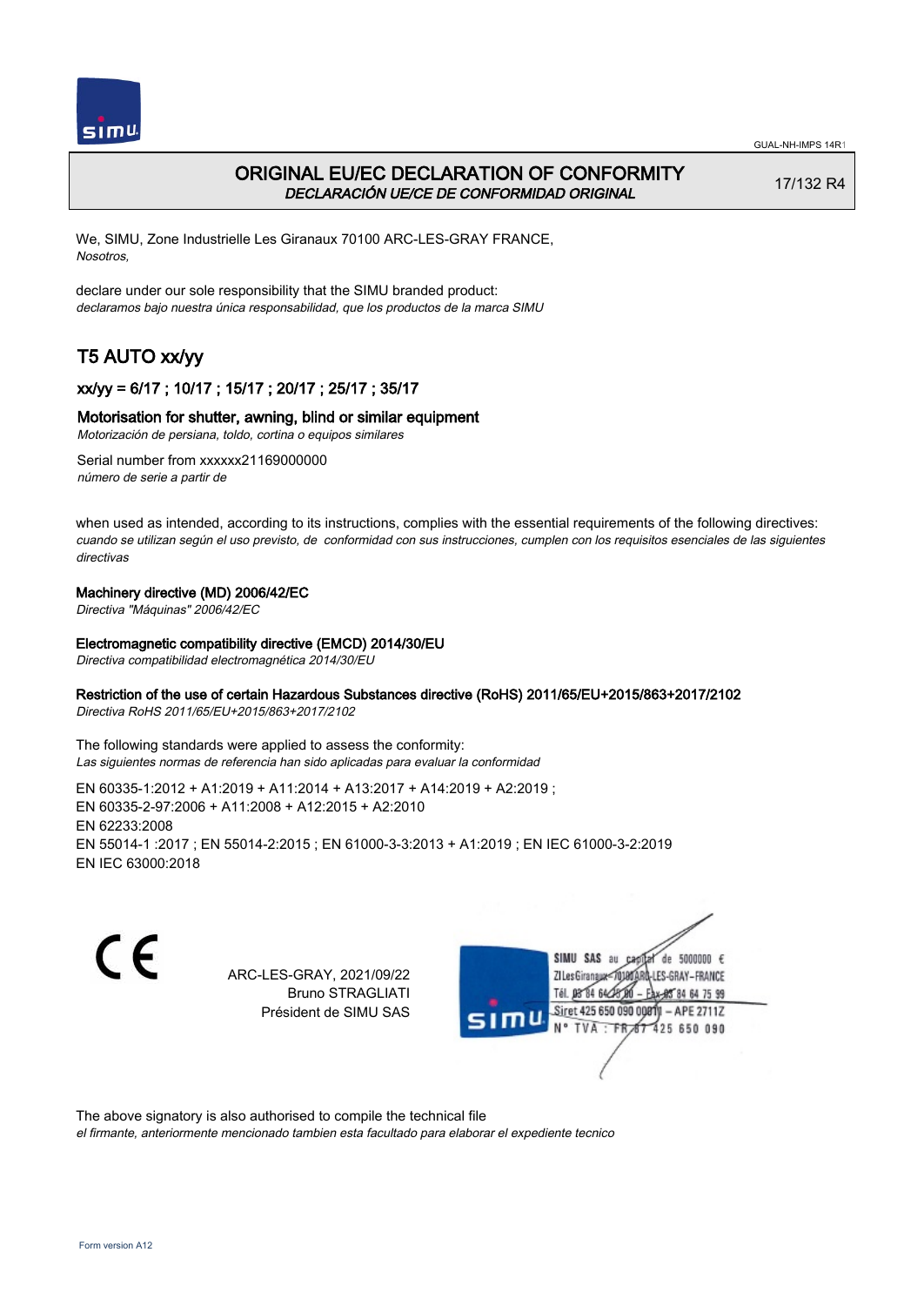# ORIGINAL EU/EC DECLARATION OF CONFORMITY

*DECLARACIÓN UE/CE DE CONFORMIDAD ORIGINAL*

17/132 R4

We, SIMU, Zone Industrielle Les Giranaux 70100 ARC-LES-GRAY FRANCE,
*Nosotros,*

declare under our sole responsibility that the SIMU branded product:
*declaramos bajo nuestra única responsabilidad, que los productos de la marca SIMU*

## T5 AUTO xx/yy

### xx/yy = 6/17 ; 10/17 ; 15/17 ; 20/17 ; 25/17 ; 35/17

### Motorisation for shutter, awning, blind or similar equipment

*Motorización de persiana, toldo, cortina o equipos similares*

Serial number from xxxxxx21169000000
*número de serie a partir de*

when used as intended, according to its instructions, complies with the essential requirements of the following directives:
*cuando se utilizan según el uso previsto, de conformidad con sus instrucciones, cumplen con los requisitos esenciales de las siguientes directivas*

**Machinery directive (MD) 2006/42/EC**
*Directiva "Máquinas" 2006/42/EC*

**Electromagnetic compatibility directive (EMCD) 2014/30/EU**
*Directiva compatibilidad electromagnética 2014/30/EU*

**Restriction of the use of certain Hazardous Substances directive (RoHS) 2011/65/EU+2015/863+2017/2102**
*Directiva RoHS 2011/65/EU+2015/863+2017/2102*

The following standards were applied to assess the conformity:
*Las siguientes normas de referencia han sido aplicadas para evaluar la conformidad*

EN 60335-1:2012 + A1:2019 + A11:2014 + A13:2017 + A14:2019 + A2:2019 ;
EN 60335-2-97:2006 + A11:2008 + A12:2015 + A2:2010
EN 62233:2008
EN 55014-1 :2017 ; EN 55014-2:2015 ; EN 61000-3-3:2013 + A1:2019 ; EN IEC 61000-3-2:2019
EN IEC 63000:2018

ARC-LES-GRAY, 2021/09/22
Bruno STRAGLIATI
Président de SIMU SAS

SIMU SAS au capital de 5000000 €
ZI Les Giranaux 70100 ARC-LES-GRAY-FRANCE
Tél. 03 84 64 75 00 – Fax 03 84 64 75 99
Siret 425 650 090 00011 – APE 2711Z
N° TVA : FR 67 425 650 090

The above signatory is also authorised to compile the technical file
*el firmante, anteriormente mencionado tambien esta facultado para elaborar el expediente tecnico*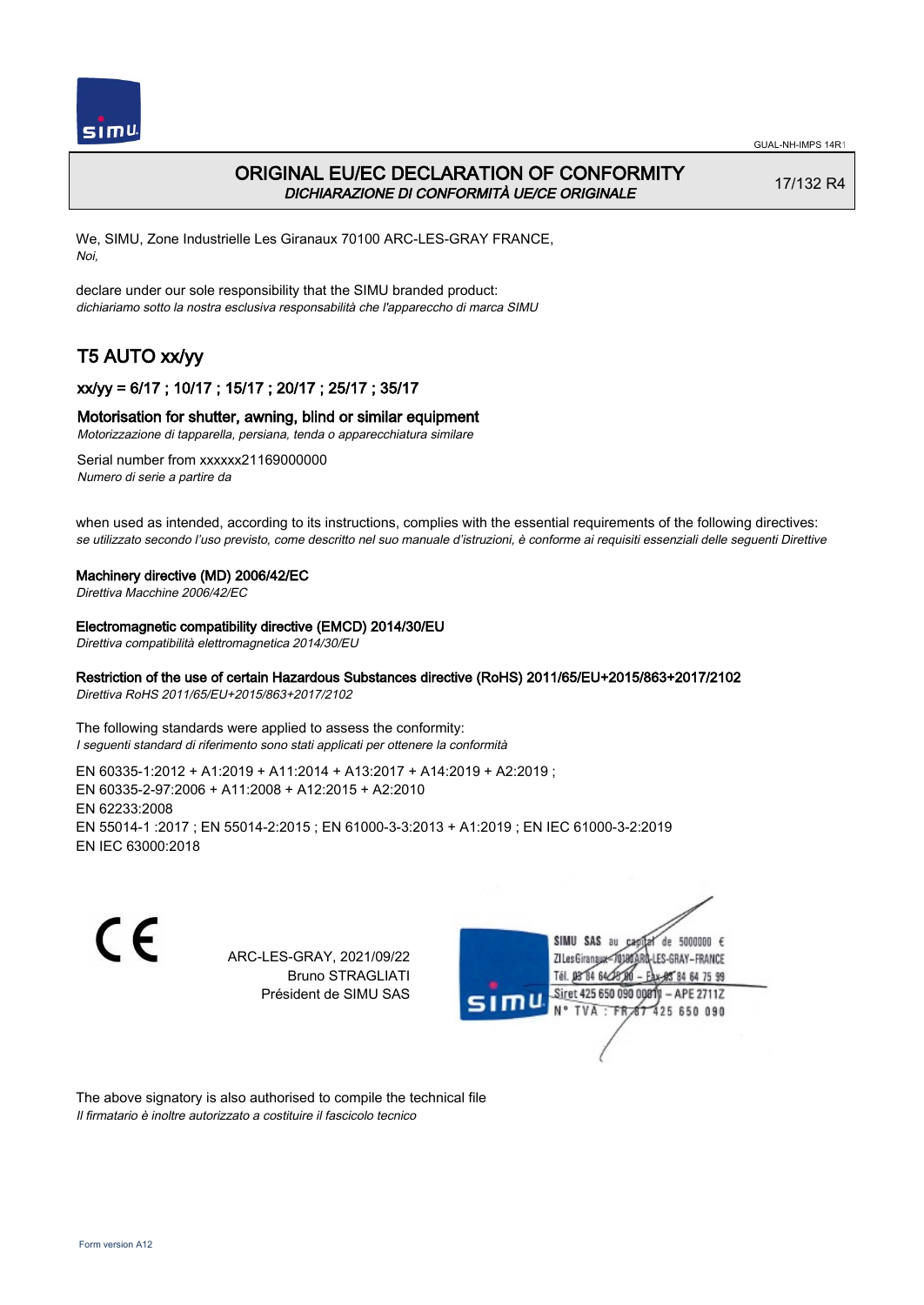# ORIGINAL EU/EC DECLARATION OF CONFORMITY

*DICHIARAZIONE DI CONFORMITÀ UE/CE ORIGINALE*

17/132 R4

We, SIMU, Zone Industrielle Les Giranaux 70100 ARC-LES-GRAY FRANCE,
*Noi,*

declare under our sole responsibility that the SIMU branded product:
*dichiariamo sotto la nostra esclusiva responsabilità che l'apparecchio di marca SIMU*

## T5 AUTO xx/yy

### xx/yy = 6/17 ; 10/17 ; 15/17 ; 20/17 ; 25/17 ; 35/17

### Motorisation for shutter, awning, blind or similar equipment

*Motorizzazione di tapparella, persiana, tenda o apparecchiatura similare*

Serial number from xxxxxx21169000000
*Numero di serie a partire da*

when used as intended, according to its instructions, complies with the essential requirements of the following directives:
*se utilizzato secondo l'uso previsto, come descritto nel suo manuale d'istruzioni, è conforme ai requisiti essenziali delle seguenti Direttive*

**Machinery directive (MD) 2006/42/EC**
*Direttiva Macchine 2006/42/EC*

**Electromagnetic compatibility directive (EMCD) 2014/30/EU**
*Direttiva compatibilità elettromagnetica 2014/30/EU*

**Restriction of the use of certain Hazardous Substances directive (RoHS) 2011/65/EU+2015/863+2017/2102**
*Direttiva RoHS 2011/65/EU+2015/863+2017/2102*

The following standards were applied to assess the conformity:
*I seguenti standard di riferimento sono stati applicati per ottenere la conformità*

EN 60335-1:2012 + A1:2019 + A11:2014 + A13:2017 + A14:2019 + A2:2019 ;
EN 60335-2-97:2006 + A11:2008 + A12:2015 + A2:2010
EN 62233:2008
EN 55014-1 :2017 ; EN 55014-2:2015 ; EN 61000-3-3:2013 + A1:2019 ; EN IEC 61000-3-2:2019
EN IEC 63000:2018

CE

ARC-LES-GRAY, 2021/09/22
Bruno STRAGLIATI
Président de SIMU SAS

SIMU SAS au capital de 5000000 €
ZI Les Giranaux 70100 ARC-LES-GRAY-FRANCE
Tél. 03 84 64 28 00 – Fax 03 84 64 75 99
Siret 425 650 090 00011 – APE 2711Z
N° TVA : FR 67 425 650 090

The above signatory is also authorised to compile the technical file
*Il firmatario è inoltre autorizzato a costituire il fascicolo tecnico*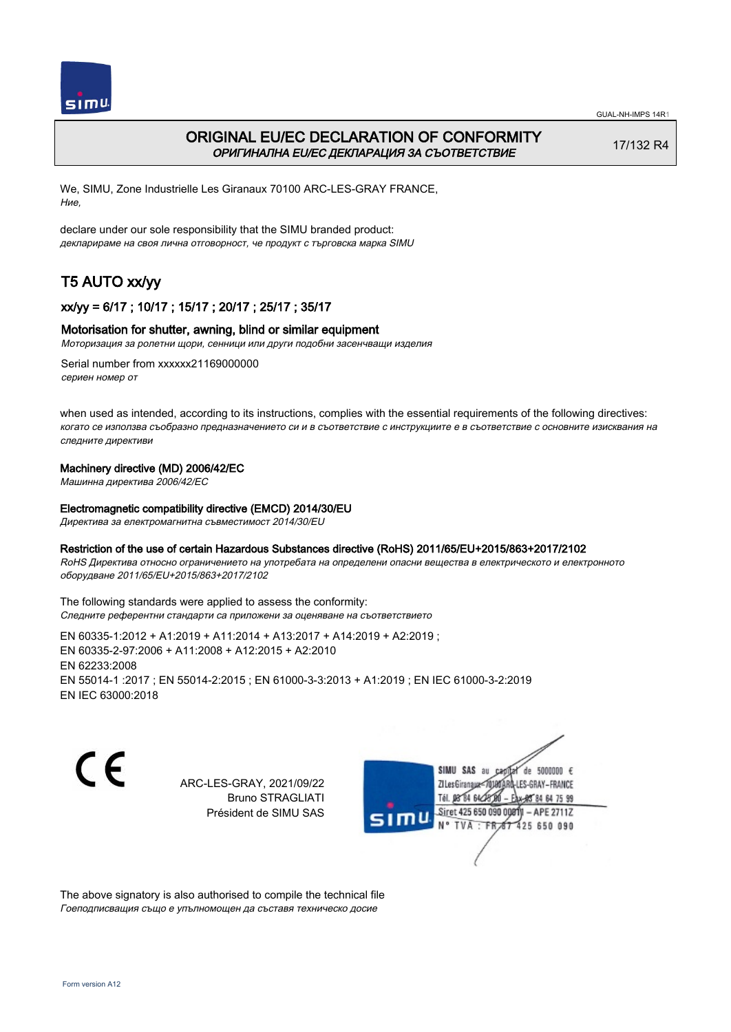# ORIGINAL EU/EC DECLARATION OF CONFORMITY

*ОРИГИНАЛНА EU/EC ДЕКЛАРАЦИЯ ЗА СЪОТВЕТСТВИЕ*

17/132 R4

We, SIMU, Zone Industrielle Les Giranaux 70100 ARC-LES-GRAY FRANCE,
*Ние,*

declare under our sole responsibility that the SIMU branded product:
*декларираме на своя лична отговорност, че продукт с търговска марка SIMU*

## T5 AUTO xx/yy

### xx/yy = 6/17 ; 10/17 ; 15/17 ; 20/17 ; 25/17 ; 35/17

### Motorisation for shutter, awning, blind or similar equipment

*Моторизация за ролетни щори, сенници или други подобни засенчващи изделия*

Serial number from xxxxxx21169000000
*сериен номер от*

when used as intended, according to its instructions, complies with the essential requirements of the following directives:
*когато се използва съобразно предназначението си и в съответствие с инструкциите е в съответствие с основните изисквания на следните директиви*

**Machinery directive (MD) 2006/42/EC**
*Машинна директива 2006/42/EC*

**Electromagnetic compatibility directive (EMCD) 2014/30/EU**
*Директива за електромагнитна съвместимост 2014/30/EU*

**Restriction of the use of certain Hazardous Substances directive (RoHS) 2011/65/EU+2015/863+2017/2102**
*RoHS Директива относно ограничението на употребата на определени опасни вещества в електрическото и електронното оборудване 2011/65/EU+2015/863+2017/2102*

The following standards were applied to assess the conformity:
*Следните референтни стандарти са приложени за оценяване на съответствието*

EN 60335-1:2012 + A1:2019 + A11:2014 + A13:2017 + A14:2019 + A2:2019 ;
EN 60335-2-97:2006 + A11:2008 + A12:2015 + A2:2010
EN 62233:2008
EN 55014-1 :2017 ; EN 55014-2:2015 ; EN 61000-3-3:2013 + A1:2019 ; EN IEC 61000-3-2:2019
EN IEC 63000:2018

CE

ARC-LES-GRAY, 2021/09/22
Bruno STRAGLIATI
Président de SIMU SAS

SIMU SAS au capital de 5000000 €
ZI Les Giranaux 70100 ARC-LES-GRAY-FRANCE
Tél. 03 84 64 78 00 – Fax 03 84 64 75 99
Siret 425 650 090 00811 – APE 2711Z
N° TVA : FR 87 425 650 090

The above signatory is also authorised to compile the technical file
*Гоеподписващия също е упълномощен да съставя техническо досие*

Form version A12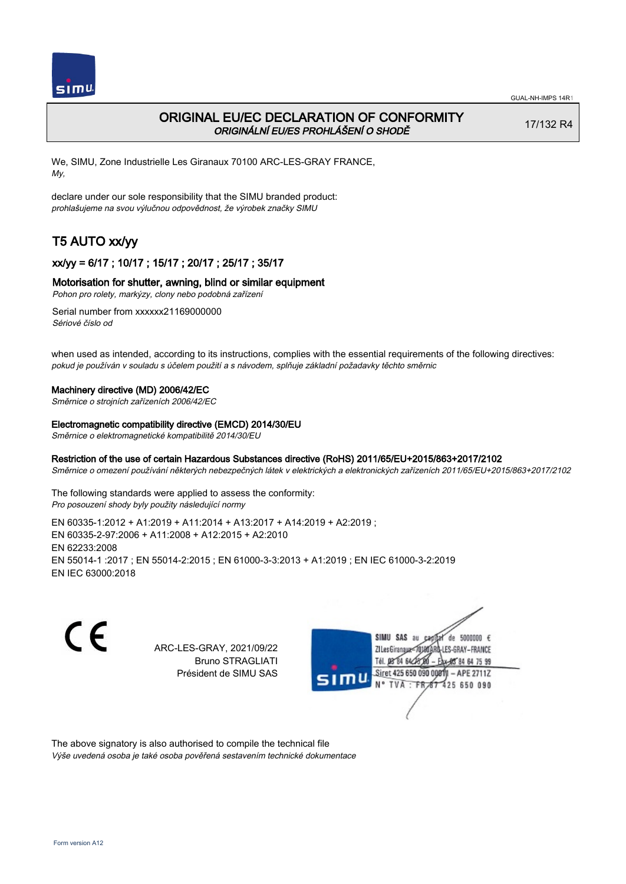# ORIGINAL EU/EC DECLARATION OF CONFORMITY
*ORIGINÁLNÍ EU/ES PROHLÁŠENÍ O SHODĚ*

17/132 R4

We, SIMU, Zone Industrielle Les Giranaux 70100 ARC-LES-GRAY FRANCE,
*My,*

declare under our sole responsibility that the SIMU branded product:
*prohlašujeme na svou výlučnou odpovědnost, že výrobek značky SIMU*

## T5 AUTO xx/yy

### xx/yy = 6/17 ; 10/17 ; 15/17 ; 20/17 ; 25/17 ; 35/17

### Motorisation for shutter, awning, blind or similar equipment
*Pohon pro rolety, markýzy, clony nebo podobná zařízení*

Serial number from xxxxxx21169000000
*Sériové číslo od*

when used as intended, according to its instructions, complies with the essential requirements of the following directives:
*pokud je používán v souladu s účelem použití a s návodem, splňuje základní požadavky těchto směrnic*

**Machinery directive (MD) 2006/42/EC**
*Směrnice o strojních zařízeních 2006/42/EC*

**Electromagnetic compatibility directive (EMCD) 2014/30/EU**
*Směrnice o elektromagnetické kompatibilitě 2014/30/EU*

**Restriction of the use of certain Hazardous Substances directive (RoHS) 2011/65/EU+2015/863+2017/2102**
*Směrnice o omezení používání některých nebezpečných látek v elektrických a elektronických zařízeních 2011/65/EU+2015/863+2017/2102*

The following standards were applied to assess the conformity:
*Pro posouzení shody byly použity následující normy*

EN 60335-1:2012 + A1:2019 + A11:2014 + A13:2017 + A14:2019 + A2:2019 ;
EN 60335-2-97:2006 + A11:2008 + A12:2015 + A2:2010
EN 62233:2008
EN 55014-1 :2017 ; EN 55014-2:2015 ; EN 61000-3-3:2013 + A1:2019 ; EN IEC 61000-3-2:2019
EN IEC 63000:2018

ARC-LES-GRAY, 2021/09/22
Bruno STRAGLIATI
Président de SIMU SAS

SIMU SAS au capital de 5000000 €
ZI Les Giranaux 70100 ARC-LES-GRAY-FRANCE
Tél. 03 84 64 75 00 – Fax 03 84 64 75 99
Siret 425 650 090 00011 – APE 2711Z
N° TVA : FR 87 425 650 090

The above signatory is also authorised to compile the technical file
*Výše uvedená osoba je také osoba pověřená sestavením technické dokumentace*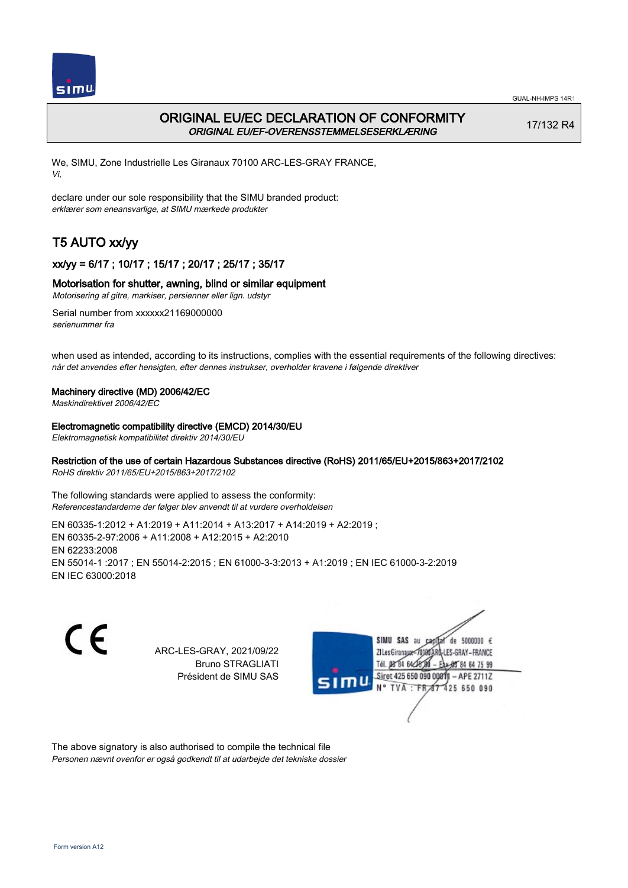GUAL-NH-IMPS 14R1

# ORIGINAL EU/EC DECLARATION OF CONFORMITY

*ORIGINAL EU/EF-OVERENSSTEMMELSESERKLÆRING*

17/132 R4

We, SIMU, Zone Industrielle Les Giranaux 70100 ARC-LES-GRAY FRANCE,
*Vi,*

declare under our sole responsibility that the SIMU branded product:
*erklærer som eneansvarlige, at SIMU mærkede produkter*

## T5 AUTO xx/yy

### xx/yy = 6/17 ; 10/17 ; 15/17 ; 20/17 ; 25/17 ; 35/17

### Motorisation for shutter, awning, blind or similar equipment

*Motorisering af gitre, markiser, persienner eller lign. udstyr*

Serial number from xxxxxx21169000000
*serienummer fra*

when used as intended, according to its instructions, complies with the essential requirements of the following directives:
*når det anvendes efter hensigten, efter dennes instrukser, overholder kravene i følgende direktiver*

**Machinery directive (MD) 2006/42/EC**
*Maskindirektivet 2006/42/EC*

**Electromagnetic compatibility directive (EMCD) 2014/30/EU**
*Elektromagnetisk kompatibilitet direktiv 2014/30/EU*

**Restriction of the use of certain Hazardous Substances directive (RoHS) 2011/65/EU+2015/863+2017/2102**
*RoHS direktiv 2011/65/EU+2015/863+2017/2102*

The following standards were applied to assess the conformity:
*Referencestandarderne der følger blev anvendt til at vurdere overholdelsen*

EN 60335-1:2012 + A1:2019 + A11:2014 + A13:2017 + A14:2019 + A2:2019 ;
EN 60335-2-97:2006 + A11:2008 + A12:2015 + A2:2010
EN 62233:2008
EN 55014-1 :2017 ; EN 55014-2:2015 ; EN 61000-3-3:2013 + A1:2019 ; EN IEC 61000-3-2:2019
EN IEC 63000:2018

CE

ARC-LES-GRAY, 2021/09/22
Bruno STRAGLIATI
Président de SIMU SAS

SIMU SAS au capital de 5000000 €
ZI Les Giranaux 70100 ARC-LES-GRAY-FRANCE
Tél. 03 84 64 75 00 – Fax 03 84 64 75 99
Siret 425 650 090 00011 – APE 2711Z
N° TVA : FR 87 425 650 090

The above signatory is also authorised to compile the technical file
*Personen nævnt ovenfor er også godkendt til at udarbejde det tekniske dossier*

Form version A12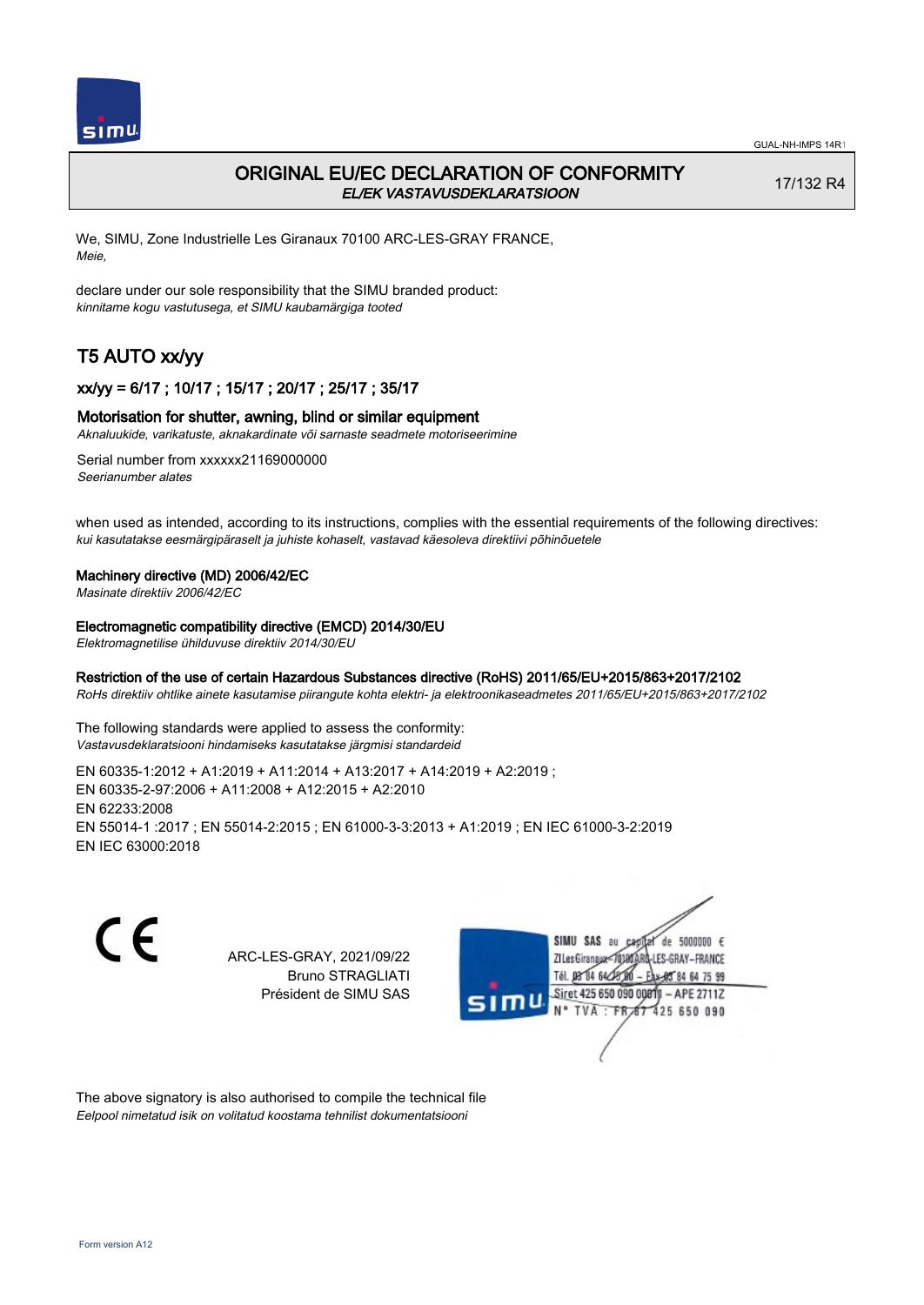# ORIGINAL EU/EC DECLARATION OF CONFORMITY

*EL/EK VASTAVUSDEKLARATSIOON*

17/132 R4

We, SIMU, Zone Industrielle Les Giranaux 70100 ARC-LES-GRAY FRANCE,
*Meie,*

declare under our sole responsibility that the SIMU branded product:
*kinnitame kogu vastutusega, et SIMU kaubamärgiga tooted*

## T5 AUTO xx/yy

### xx/yy = 6/17 ; 10/17 ; 15/17 ; 20/17 ; 25/17 ; 35/17

### Motorisation for shutter, awning, blind or similar equipment

*Aknaluukide, varikatuste, aknakardinate või sarnaste seadmete motoriseerimine*

Serial number from xxxxxx21169000000
*Seerianumber alates*

when used as intended, according to its instructions, complies with the essential requirements of the following directives:
*kui kasutatakse eesmärgipäraselt ja juhiste kohaselt, vastavad käesoleva direktiivi põhinõuetele*

**Machinery directive (MD) 2006/42/EC**
*Masinate direktiiv 2006/42/EC*

**Electromagnetic compatibility directive (EMCD) 2014/30/EU**
*Elektromagnetilise ühilduvuse direktiiv 2014/30/EU*

**Restriction of the use of certain Hazardous Substances directive (RoHS) 2011/65/EU+2015/863+2017/2102**
*RoHs direktiiv ohtlike ainete kasutamise piirangute kohta elektri- ja elektroonikaseadmetes 2011/65/EU+2015/863+2017/2102*

The following standards were applied to assess the conformity:
*Vastavusdeklaratsiooni hindamiseks kasutatakse järgmisi standardeid*

EN 60335-1:2012 + A1:2019 + A11:2014 + A13:2017 + A14:2019 + A2:2019 ;
EN 60335-2-97:2006 + A11:2008 + A12:2015 + A2:2010
EN 62233:2008
EN 55014-1 :2017 ; EN 55014-2:2015 ; EN 61000-3-3:2013 + A1:2019 ; EN IEC 61000-3-2:2019
EN IEC 63000:2018

ARC-LES-GRAY, 2021/09/22
Bruno STRAGLIATI
Président de SIMU SAS

SIMU SAS au capital de 5000000 €
ZI Les Giranaux 70100 ARC-LES-GRAY-FRANCE
Tél. 03 84 64 75 00 – Fax 03 84 64 75 99
Siret 425 650 090 00811 – APE 2711Z
N° TVA : FR 87 425 650 090

The above signatory is also authorised to compile the technical file
*Eelpool nimetatud isik on volitatud koostama tehnilist dokumentatsiooni*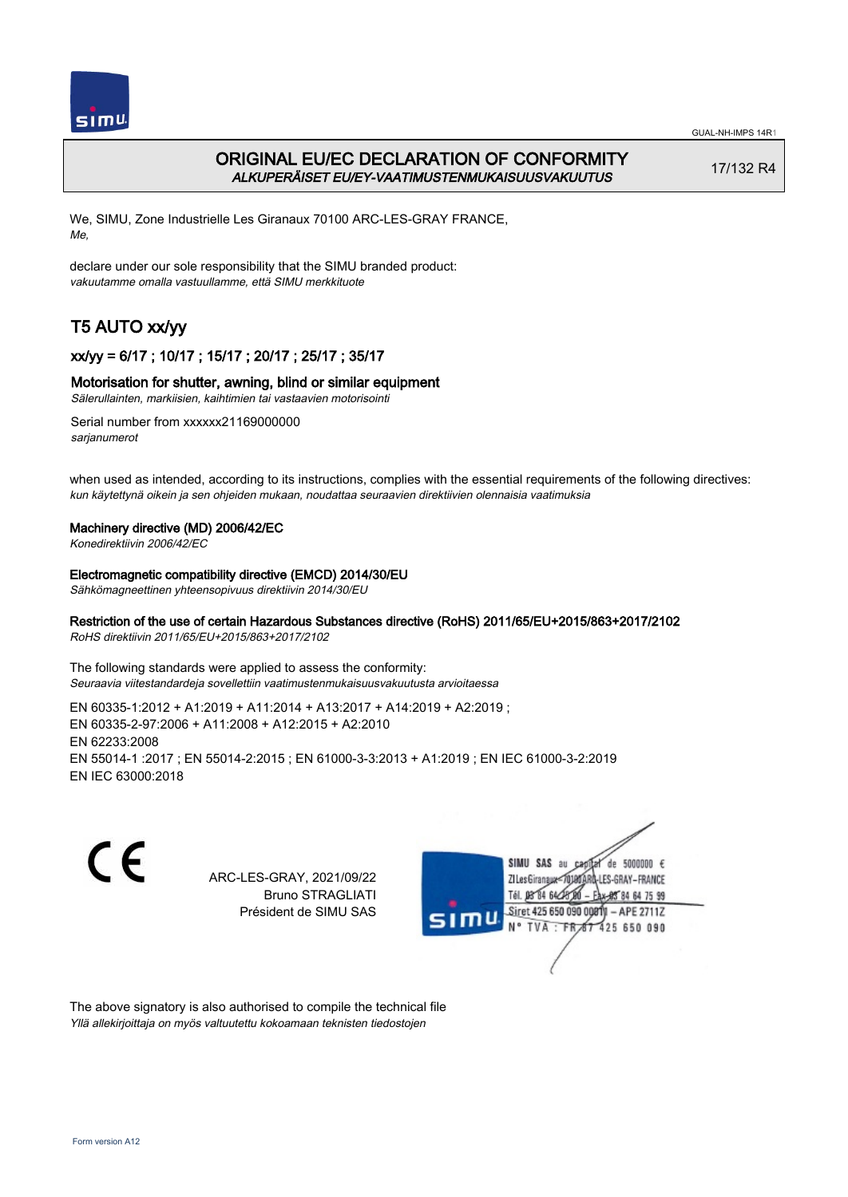# ORIGINAL EU/EC DECLARATION OF CONFORMITY
*ALKUPERÄISET EU/EY-VAATIMUSTENMUKAISUUSVAKUUTUS*

17/132 R4

We, SIMU, Zone Industrielle Les Giranaux 70100 ARC-LES-GRAY FRANCE,
*Me,*

declare under our sole responsibility that the SIMU branded product:
*vakuutamme omalla vastuullamme, että SIMU merkkituote*

## T5 AUTO xx/yy

### xx/yy = 6/17 ; 10/17 ; 15/17 ; 20/17 ; 25/17 ; 35/17

Motorisation for shutter, awning, blind or similar equipment
*Sälerullainten, markiisien, kaihtimien tai vastaavien motorisointi*

Serial number from xxxxxx21169000000
*sarjanumerot*

when used as intended, according to its instructions, complies with the essential requirements of the following directives:
*kun käytettynä oikein ja sen ohjeiden mukaan, noudattaa seuraavien direktiivien olennaisia vaatimuksia*

Machinery directive (MD) 2006/42/EC
*Konedirektiivin 2006/42/EC*

Electromagnetic compatibility directive (EMCD) 2014/30/EU
*Sähkömagneettinen yhteensopivuus direktiivin 2014/30/EU*

Restriction of the use of certain Hazardous Substances directive (RoHS) 2011/65/EU+2015/863+2017/2102
*RoHS direktiivin 2011/65/EU+2015/863+2017/2102*

The following standards were applied to assess the conformity:
*Seuraavia viitestandardeja sovellettiin vaatimustenmukaisuusvakuutusta arvioitaessa*

EN 60335-1:2012 + A1:2019 + A11:2014 + A13:2017 + A14:2019 + A2:2019 ;
EN 60335-2-97:2006 + A11:2008 + A12:2015 + A2:2010
EN 62233:2008
EN 55014-1 :2017 ; EN 55014-2:2015 ; EN 61000-3-3:2013 + A1:2019 ; EN IEC 61000-3-2:2019
EN IEC 63000:2018

CE

ARC-LES-GRAY, 2021/09/22
Bruno STRAGLIATI
Président de SIMU SAS

SIMU SAS au capital de 5000000 €
ZI Les Giranaux 70100 ARC-LES-GRAY-FRANCE
Tél. 03 84 64 75 00 – Fax 03 84 64 75 99
Siret 425 650 090 00011 – APE 2711Z
N° TVA : FR 87 425 650 090

The above signatory is also authorised to compile the technical file
*Yllä allekirjoittaja on myös valtuutettu kokoamaan teknisten tiedostojen*

Form version A12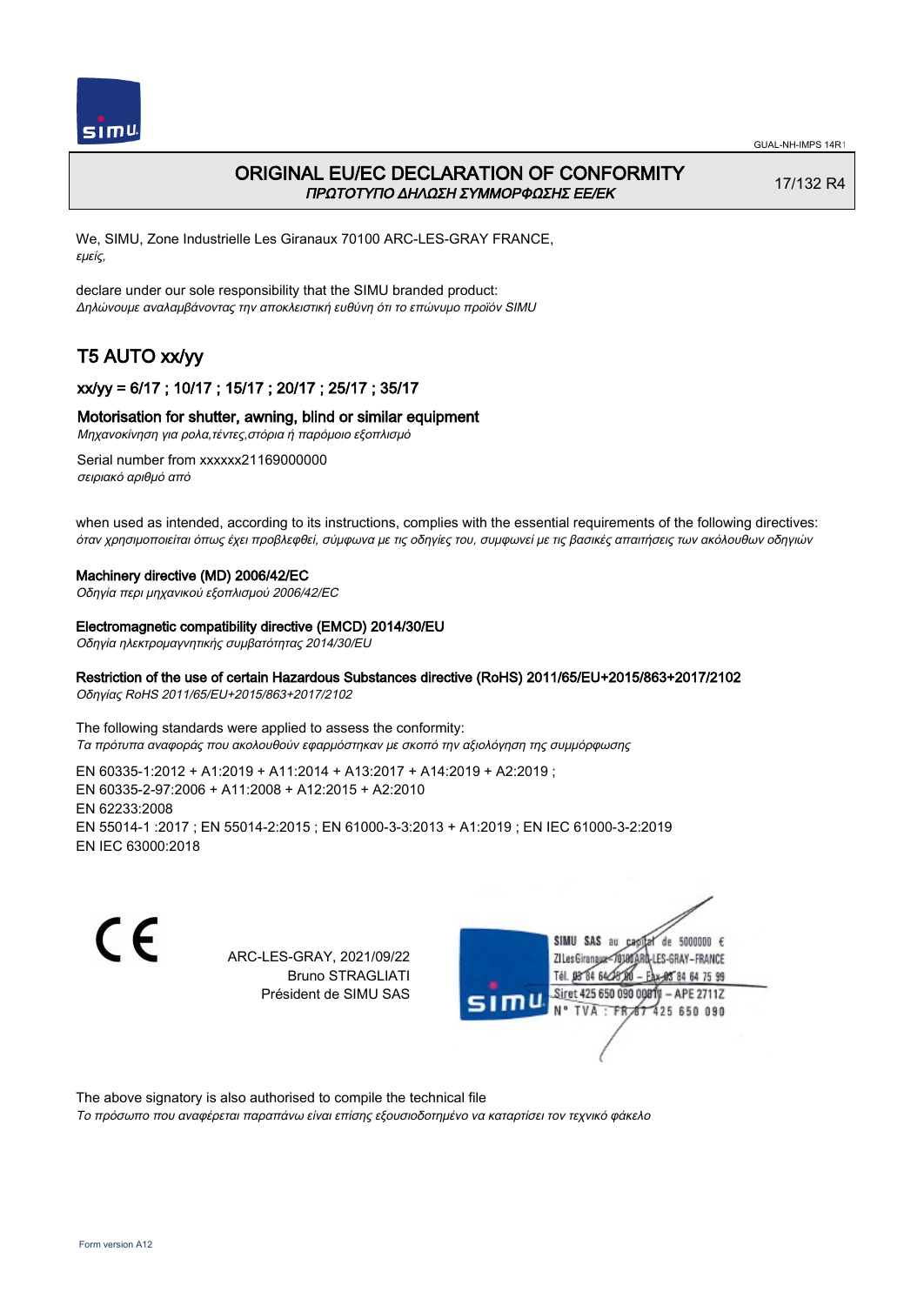GUAL-NH-IMPS 14R1

# ORIGINAL EU/EC DECLARATION OF CONFORMITY
*ΠΡΩΤΟΤΥΠΟ ΔΗΛΩΣΗ ΣΥΜΜΟΡΦΩΣΗΣ ΕΕ/ΕΚ*

17/132 R4

We, SIMU, Zone Industrielle Les Giranaux 70100 ARC-LES-GRAY FRANCE,
*εμείς,*

declare under our sole responsibility that the SIMU branded product:
*Δηλώνουμε αναλαμβάνοντας την αποκλειστική ευθύνη ότι το επώνυμο προϊόν SIMU*

## T5 AUTO xx/yy

### xx/yy = 6/17 ; 10/17 ; 15/17 ; 20/17 ; 25/17 ; 35/17

### Motorisation for shutter, awning, blind or similar equipment
*Μηχανοκίνηση για ρολα,τέντες,στόρια ή παρόμοιο εξοπλισμό*

Serial number from xxxxxx21169000000
*σειριακό αριθμό από*

when used as intended, according to its instructions, complies with the essential requirements of the following directives:
*όταν χρησιμοποιείται όπως έχει προβλεφθεί, σύμφωνα με τις οδηγίες του, συμφωνεί με τις βασικές απαιτήσεις των ακόλουθων οδηγιών*

**Machinery directive (MD) 2006/42/EC**
*Οδηγία περι μηχανικού εξοπλισμού 2006/42/EC*

**Electromagnetic compatibility directive (EMCD) 2014/30/EU**
*Οδηγία ηλεκτρομαγνητικής συμβατότητας 2014/30/EU*

**Restriction of the use of certain Hazardous Substances directive (RoHS) 2011/65/EU+2015/863+2017/2102**
*Οδηγίας RoHS 2011/65/EU+2015/863+2017/2102*

The following standards were applied to assess the conformity:
*Τα πρότυπα αναφοράς που ακολουθούν εφαρμόστηκαν με σκοπό την αξιολόγηση της συμμόρφωσης*

EN 60335-1:2012 + A1:2019 + A11:2014 + A13:2017 + A14:2019 + A2:2019 ;
EN 60335-2-97:2006 + A11:2008 + A12:2015 + A2:2010
EN 62233:2008
EN 55014-1 :2017 ; EN 55014-2:2015 ; EN 61000-3-3:2013 + A1:2019 ; EN IEC 61000-3-2:2019
EN IEC 63000:2018

CE

ARC-LES-GRAY, 2021/09/22
Bruno STRAGLIATI
Président de SIMU SAS

SIMU SAS au capital de 5000000 €
ZI Les Giranaux 70100 ARC-LES-GRAY-FRANCE
Tél. 03 84 64 75 00 – Fax 03 84 64 75 99
Siret 425 650 090 00011 – APE 2711Z
N° TVA : FR 87 425 650 090

The above signatory is also authorised to compile the technical file
*Το πρόσωπο που αναφέρεται παραπάνω είναι επίσης εξουσιοδοτημένο να καταρτίσει τον τεχνικό φάκελο*

Form version A12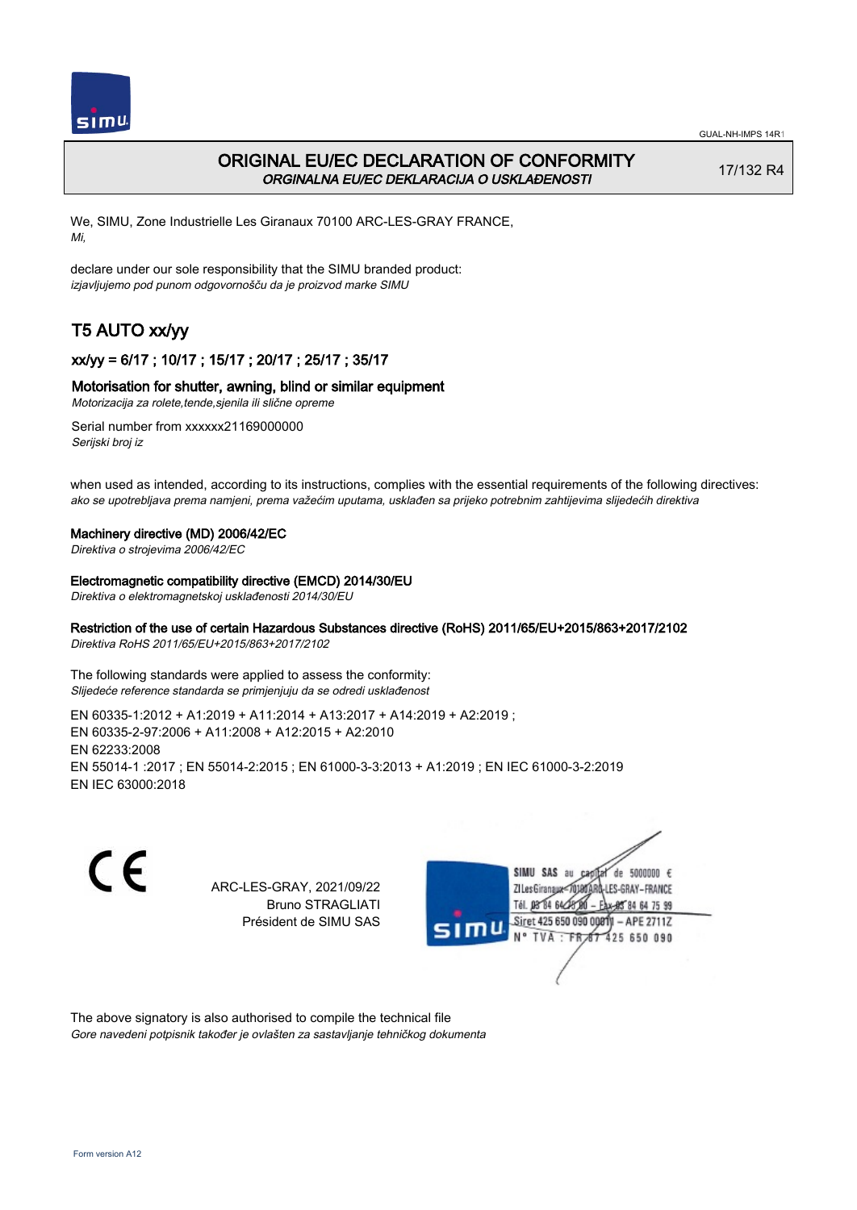# ORIGINAL EU/EC DECLARATION OF CONFORMITY
*ORGINALNA EU/EC DEKLARACIJA O USKLAĐENOSTI*

17/132 R4

We, SIMU, Zone Industrielle Les Giranaux 70100 ARC-LES-GRAY FRANCE,
*Mi,*

declare under our sole responsibility that the SIMU branded product:
*izjavljujemo pod punom odgovornošću da je proizvod marke SIMU*

## T5 AUTO xx/yy

### xx/yy = 6/17 ; 10/17 ; 15/17 ; 20/17 ; 25/17 ; 35/17

### Motorisation for shutter, awning, blind or similar equipment
*Motorizacija za rolete,tende,sjenila ili slične opreme*

Serial number from xxxxxx21169000000
*Serijski broj iz*

when used as intended, according to its instructions, complies with the essential requirements of the following directives:
*ako se upotrebljava prema namjeni, prema važećim uputama, usklađen sa prijeko potrebnim zahtijevima slijedećih direktiva*

Machinery directive (MD) 2006/42/EC
*Direktiva o strojevima 2006/42/EC*

Electromagnetic compatibility directive (EMCD) 2014/30/EU
*Direktiva o elektromagnetskoj usklađenosti 2014/30/EU*

Restriction of the use of certain Hazardous Substances directive (RoHS) 2011/65/EU+2015/863+2017/2102
*Direktiva RoHS 2011/65/EU+2015/863+2017/2102*

The following standards were applied to assess the conformity:
*Slijedeće reference standarda se primjenjuju da se odredi usklađenost*

EN 60335-1:2012 + A1:2019 + A11:2014 + A13:2017 + A14:2019 + A2:2019 ;
EN 60335-2-97:2006 + A11:2008 + A12:2015 + A2:2010
EN 62233:2008
EN 55014-1 :2017 ; EN 55014-2:2015 ; EN 61000-3-3:2013 + A1:2019 ; EN IEC 61000-3-2:2019
EN IEC 63000:2018

CE

ARC-LES-GRAY, 2021/09/22
Bruno STRAGLIATI
Président de SIMU SAS

SIMU SAS au capital de 5000000 €
ZI Les Giranaux 70100 ARC-LES-GRAY-FRANCE
Tél. 03 84 64 75 00 – Fax 03 84 64 75 99
Siret 425 650 090 00011 – APE 2711Z
N° TVA : FR 87 425 650 090

The above signatory is also authorised to compile the technical file
*Gore navedeni potpisnik također je ovlašten za sastavljanje tehničkog dokumenta*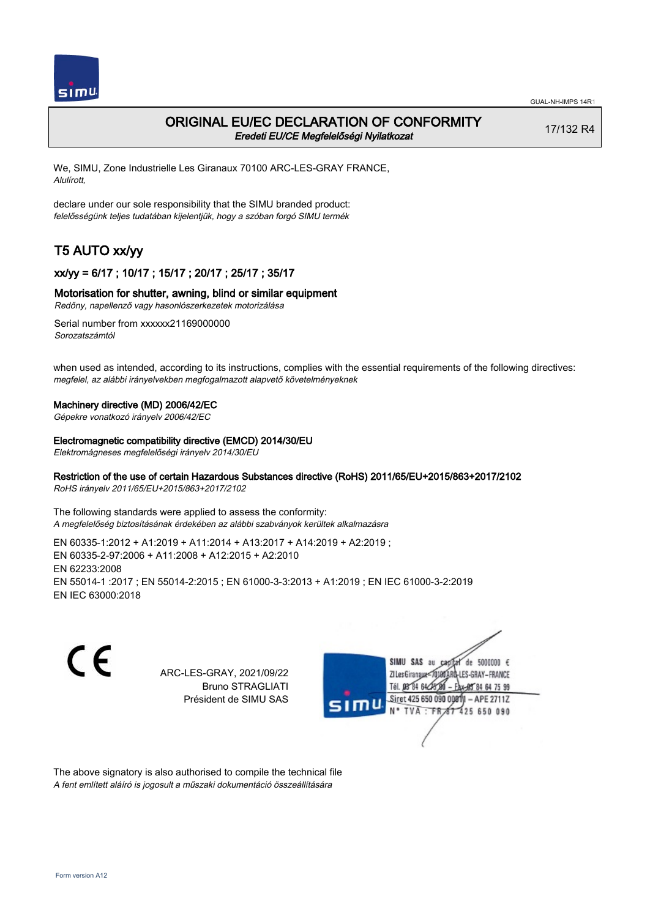# ORIGINAL EU/EC DECLARATION OF CONFORMITY

*Eredeti EU/CE Megfelelőségi Nyilatkozat*

17/132 R4

We, SIMU, Zone Industrielle Les Giranaux 70100 ARC-LES-GRAY FRANCE,
*Alulírott,*

declare under our sole responsibility that the SIMU branded product:
*felelősségünk teljes tudatában kijelentjük, hogy a szóban forgó SIMU termék*

## T5 AUTO xx/yy

### xx/yy = 6/17 ; 10/17 ; 15/17 ; 20/17 ; 25/17 ; 35/17

### Motorisation for shutter, awning, blind or similar equipment

*Redőny, napellenző vagy hasonlószerkezetek motorizálása*

Serial number from xxxxxx21169000000
*Sorozatszámtól*

when used as intended, according to its instructions, complies with the essential requirements of the following directives:
*megfelel, az alábbi irányelvekben megfogalmazott alapvető követelményeknek*

**Machinery directive (MD) 2006/42/EC**
*Gépekre vonatkozó irányelv 2006/42/EC*

**Electromagnetic compatibility directive (EMCD) 2014/30/EU**
*Elektromágneses megfelelőségi irányelv 2014/30/EU*

**Restriction of the use of certain Hazardous Substances directive (RoHS) 2011/65/EU+2015/863+2017/2102**
*RoHS irányelv 2011/65/EU+2015/863+2017/2102*

The following standards were applied to assess the conformity:
*A megfelelőség biztosításának érdekében az alábbi szabványok kerültek alkalmazásra*

EN 60335-1:2012 + A1:2019 + A11:2014 + A13:2017 + A14:2019 + A2:2019 ;
EN 60335-2-97:2006 + A11:2008 + A12:2015 + A2:2010
EN 62233:2008
EN 55014-1 :2017 ; EN 55014-2:2015 ; EN 61000-3-3:2013 + A1:2019 ; EN IEC 61000-3-2:2019
EN IEC 63000:2018

ARC-LES-GRAY, 2021/09/22
Bruno STRAGLIATI
Président de SIMU SAS

SIMU SAS au capital de 5000000 €
ZI Les Giranaux 70100 ARC-LES-GRAY-FRANCE
Tél. 03 84 64 78 00 – Fax 03 84 64 75 99
Siret 425 650 090 00011 – APE 2711Z
N° TVA : FR 87 425 650 090

The above signatory is also authorised to compile the technical file
*A fent említett aláíró is jogosult a műszaki dokumentáció összeállítására*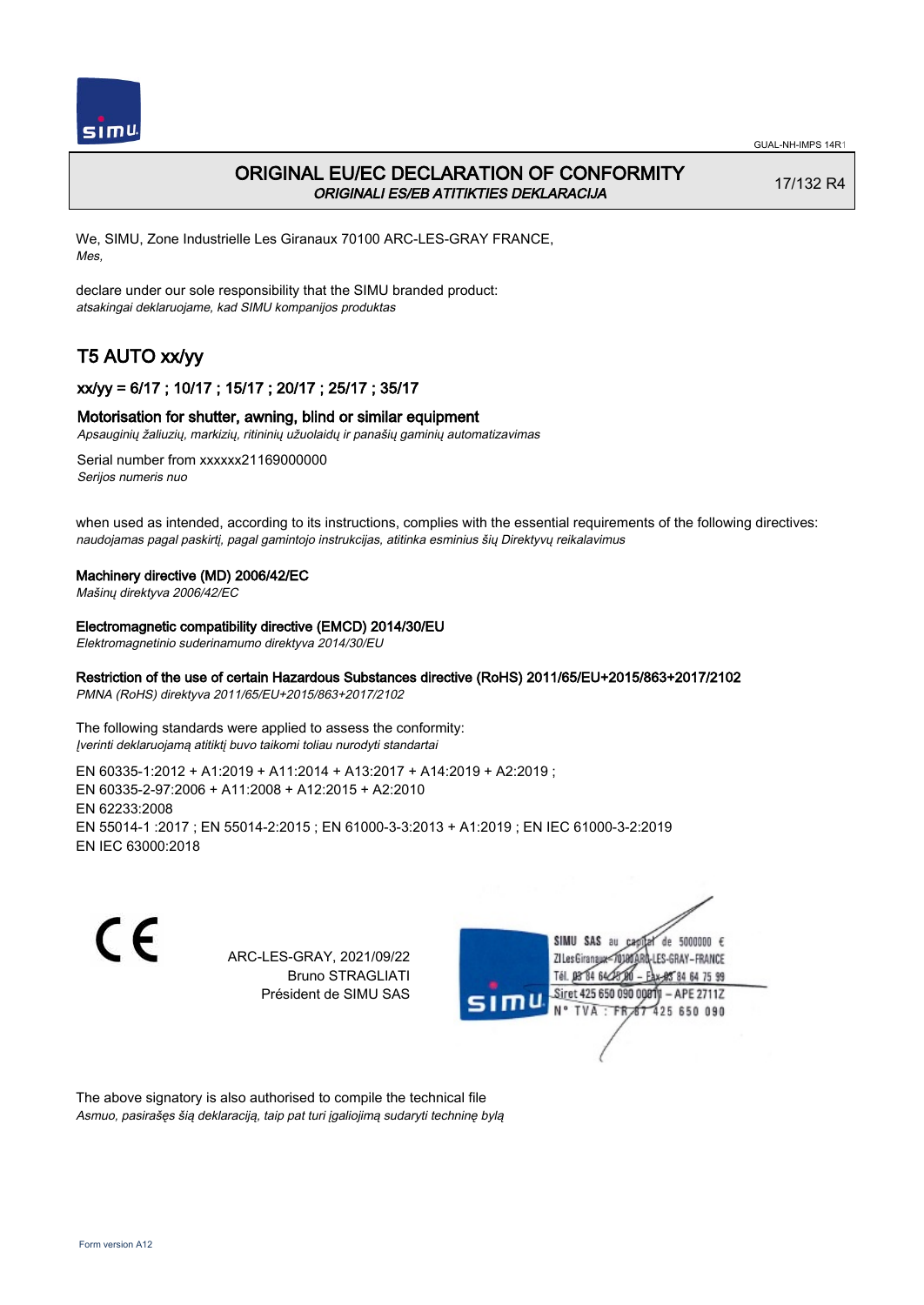GUAL-NH-IMPS 14R1

# ORIGINAL EU/EC DECLARATION OF CONFORMITY
*ORIGINALI ES/EB ATITIKTIES DEKLARACIJA*

17/132 R4

We, SIMU, Zone Industrielle Les Giranaux 70100 ARC-LES-GRAY FRANCE,
*Mes,*

declare under our sole responsibility that the SIMU branded product:
*atsakingai deklaruojame, kad SIMU kompanijos produktas*

## T5 AUTO xx/yy

### xx/yy = 6/17 ; 10/17 ; 15/17 ; 20/17 ; 25/17 ; 35/17

Motorisation for shutter, awning, blind or similar equipment
*Apsauginių žaliuzių, markizių, ritininių užuolaidų ir panašių gaminių automatizavimas*

Serial number from xxxxxx21169000000
*Serijos numeris nuo*

when used as intended, according to its instructions, complies with the essential requirements of the following directives:
*naudojamas pagal paskirtį, pagal gamintojo instrukcijas, atitinka esminius šių Direktyvų reikalavimus*

**Machinery directive (MD) 2006/42/EC**
*Mašinų direktyva 2006/42/EC*

**Electromagnetic compatibility directive (EMCD) 2014/30/EU**
*Elektromagnetinio suderinamumo direktyva 2014/30/EU*

**Restriction of the use of certain Hazardous Substances directive (RoHS) 2011/65/EU+2015/863+2017/2102**
*PMNA (RoHS) direktyva 2011/65/EU+2015/863+2017/2102*

The following standards were applied to assess the conformity:
*Įverinti deklaruojamą atitiktį buvo taikomi toliau nurodyti standartai*

EN 60335-1:2012 + A1:2019 + A11:2014 + A13:2017 + A14:2019 + A2:2019 ;
EN 60335-2-97:2006 + A11:2008 + A12:2015 + A2:2010
EN 62233:2008
EN 55014-1 :2017 ; EN 55014-2:2015 ; EN 61000-3-3:2013 + A1:2019 ; EN IEC 61000-3-2:2019
EN IEC 63000:2018

ARC-LES-GRAY, 2021/09/22
Bruno STRAGLIATI
Président de SIMU SAS

SIMU SAS au capital de 5000000 €
ZI Les Giranaux 70100 ARC-LES-GRAY-FRANCE
Tél. 03 84 64 75 00 – Fax 03 84 64 75 99
Siret 425 650 090 00011 – APE 2711Z
N° TVA : FR 87 425 650 090

The above signatory is also authorised to compile the technical file
*Asmuo, pasirašęs šią deklaraciją, taip pat turi įgaliojimą sudaryti techninę bylą*

Form version A12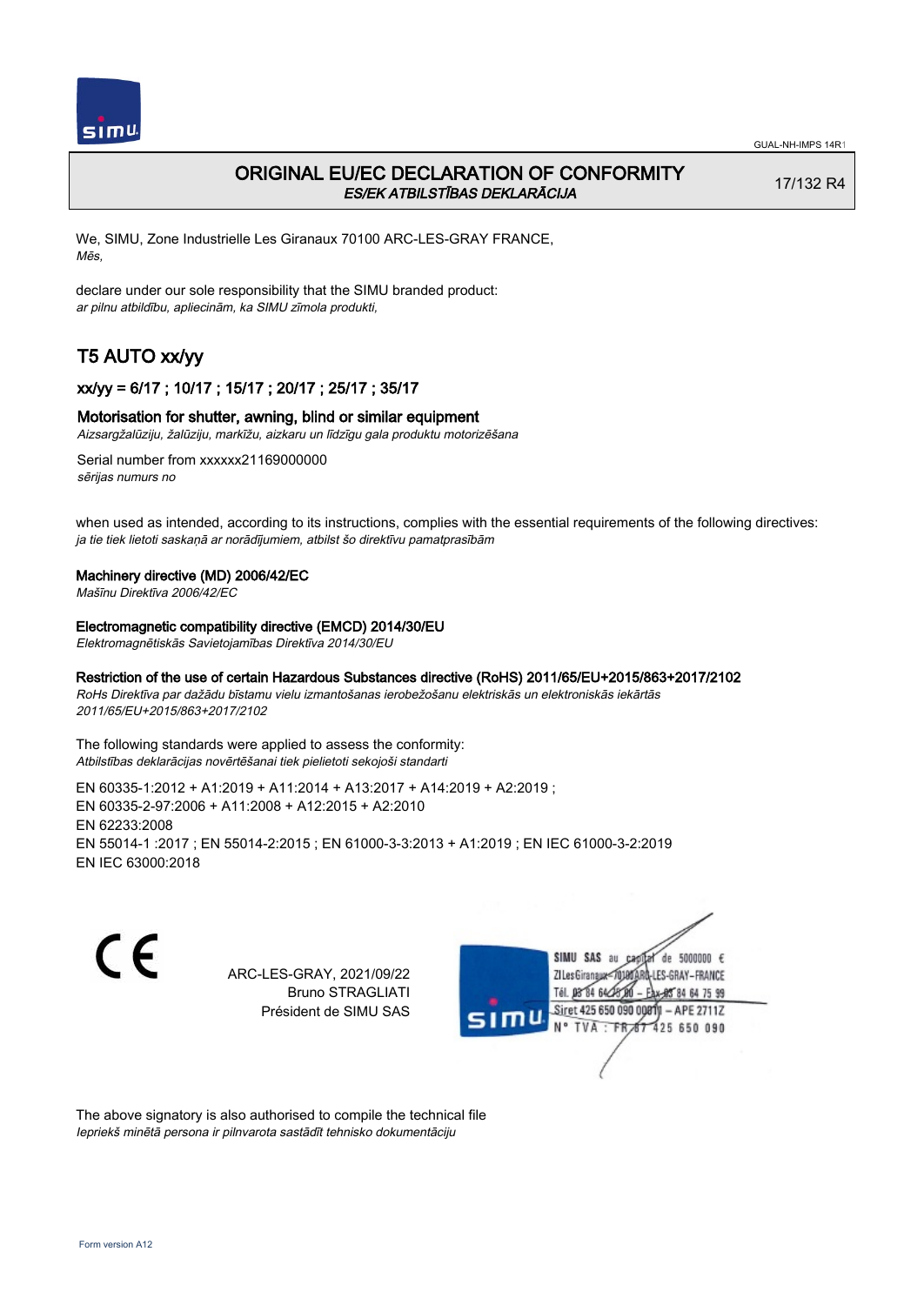GUAL-NH-IMPS 14R1

# ORIGINAL EU/EC DECLARATION OF CONFORMITY
*ES/EK ATBILSTĪBAS DEKLARĀCIJA*

17/132 R4

We, SIMU, Zone Industrielle Les Giranaux 70100 ARC-LES-GRAY FRANCE,
*Mēs,*

declare under our sole responsibility that the SIMU branded product:
*ar pilnu atbildību, apliecinām, ka SIMU zīmola produkti,*

## T5 AUTO xx/yy

### xx/yy = 6/17 ; 10/17 ; 15/17 ; 20/17 ; 25/17 ; 35/17

**Motorisation for shutter, awning, blind or similar equipment**
*Aizsargžalūziju, žalūziju, markīžu, aizkaru un līdzīgu gala produktu motorizēšana*

Serial number from xxxxxx21169000000
*sērijas numurs no*

when used as intended, according to its instructions, complies with the essential requirements of the following directives:
*ja tie tiek lietoti saskaņā ar norādījumiem, atbilst šo direktīvu pamatprasībām*

**Machinery directive (MD) 2006/42/EC**
*Mašīnu Direktīva 2006/42/EC*

**Electromagnetic compatibility directive (EMCD) 2014/30/EU**
*Elektromagnētiskās Savietojamības Direktīva 2014/30/EU*

**Restriction of the use of certain Hazardous Substances directive (RoHS) 2011/65/EU+2015/863+2017/2102**
*RoHs Direktīva par dažādu bīstamu vielu izmantošanas ierobežošanu elektriskās un elektroniskās iekārtās 2011/65/EU+2015/863+2017/2102*

The following standards were applied to assess the conformity:
*Atbilstības deklarācijas novērtēšanai tiek pielietoti sekojoši standarti*

EN 60335-1:2012 + A1:2019 + A11:2014 + A13:2017 + A14:2019 + A2:2019 ;
EN 60335-2-97:2006 + A11:2008 + A12:2015 + A2:2010
EN 62233:2008
EN 55014-1 :2017 ; EN 55014-2:2015 ; EN 61000-3-3:2013 + A1:2019 ; EN IEC 61000-3-2:2019
EN IEC 63000:2018

ARC-LES-GRAY, 2021/09/22
Bruno STRAGLIATI
Président de SIMU SAS

SIMU SAS au capital de 5000000 €
ZI Les Giranaux 70100 ARC-LES-GRAY-FRANCE
Tél. 03 84 64 75 00 – Fax 03 84 64 75 99
Siret 425 650 090 00011 – APE 2711Z
N° TVA : FR 67 425 650 090

The above signatory is also authorised to compile the technical file
*Iepriekš minētā persona ir pilnvarota sastādīt tehnisko dokumentāciju*

Form version A12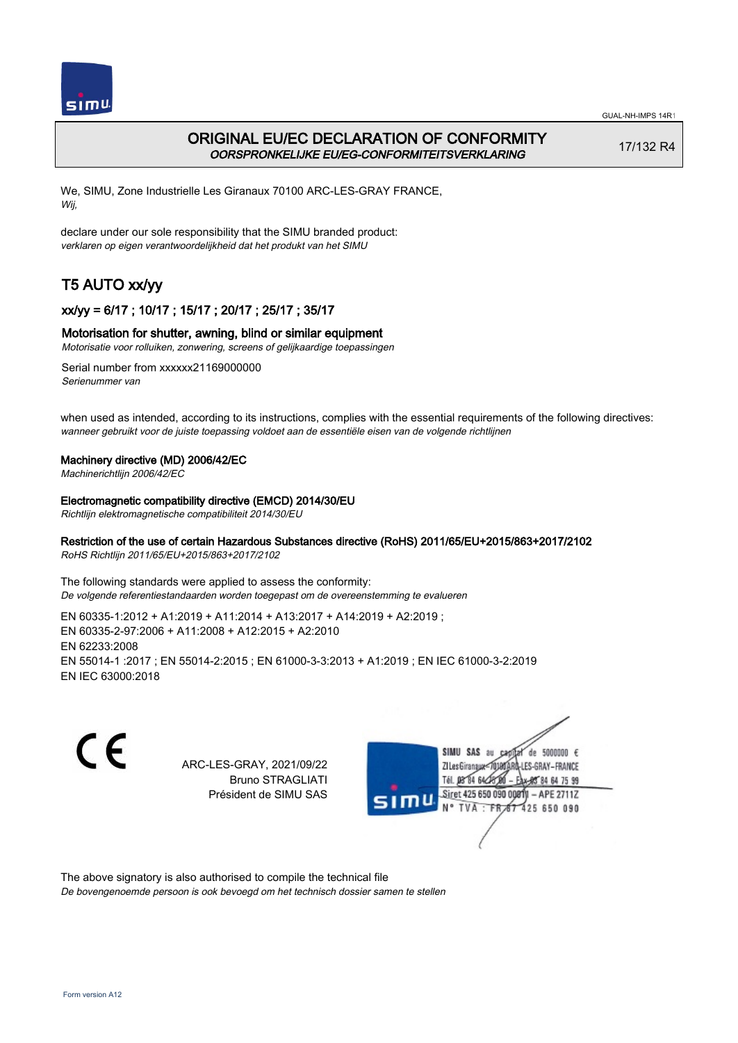GUAL-NH-IMPS 14R1

# ORIGINAL EU/EC DECLARATION OF CONFORMITY

*OORSPRONKELIJKE EU/EG-CONFORMITEITSVERKLARING*

17/132 R4

We, SIMU, Zone Industrielle Les Giranaux 70100 ARC-LES-GRAY FRANCE,
*Wij,*

declare under our sole responsibility that the SIMU branded product:
*verklaren op eigen verantwoordelijkheid dat het produkt van het SIMU*

## T5 AUTO xx/yy

### xx/yy = 6/17 ; 10/17 ; 15/17 ; 20/17 ; 25/17 ; 35/17

### Motorisation for shutter, awning, blind or similar equipment

*Motorisatie voor rolluiken, zonwering, screens of gelijkaardige toepassingen*

Serial number from xxxxxx21169000000
*Serienummer van*

when used as intended, according to its instructions, complies with the essential requirements of the following directives:
*wanneer gebruikt voor de juiste toepassing voldoet aan de essentiële eisen van de volgende richtlijnen*

**Machinery directive (MD) 2006/42/EC**
*Machinerichtlijn 2006/42/EC*

**Electromagnetic compatibility directive (EMCD) 2014/30/EU**
*Richtlijn elektromagnetische compatibiliteit 2014/30/EU*

**Restriction of the use of certain Hazardous Substances directive (RoHS) 2011/65/EU+2015/863+2017/2102**
*RoHS Richtlijn 2011/65/EU+2015/863+2017/2102*

The following standards were applied to assess the conformity:
*De volgende referentiestandaarden worden toegepast om de overeenstemming te evalueren*

EN 60335-1:2012 + A1:2019 + A11:2014 + A13:2017 + A14:2019 + A2:2019 ;
EN 60335-2-97:2006 + A11:2008 + A12:2015 + A2:2010
EN 62233:2008
EN 55014-1 :2017 ; EN 55014-2:2015 ; EN 61000-3-3:2013 + A1:2019 ; EN IEC 61000-3-2:2019
EN IEC 63000:2018

CE

ARC-LES-GRAY, 2021/09/22
Bruno STRAGLIATI
Président de SIMU SAS

SIMU SAS au capital de 5000000 €
ZI Les Giranaux 70100 ARC-LES-GRAY-FRANCE
Tél. 03 84 64 75 00 – Fax 03 84 64 75 99
Siret 425 650 090 00811 – APE 2711Z
N° TVA : FR 87 425 650 090

The above signatory is also authorised to compile the technical file
*De bovengenoemde persoon is ook bevoegd om het technisch dossier samen te stellen*

Form version A12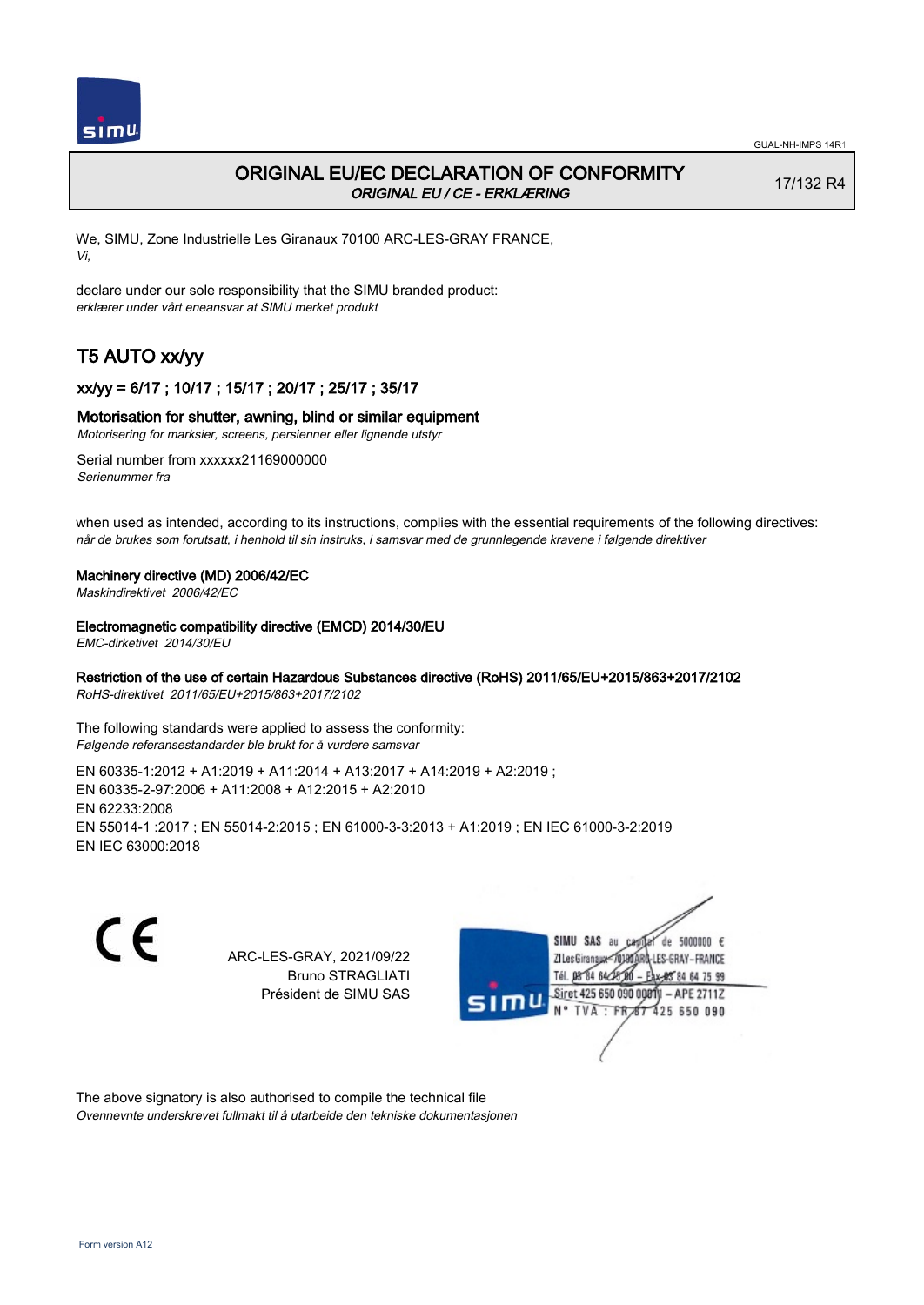# ORIGINAL EU/EC DECLARATION OF CONFORMITY

*ORIGINAL EU / CE - ERKLÆRING*

17/132 R4

We, SIMU, Zone Industrielle Les Giranaux 70100 ARC-LES-GRAY FRANCE,
*Vi,*

declare under our sole responsibility that the SIMU branded product:
*erklærer under vårt eneansvar at SIMU merket produkt*

## T5 AUTO xx/yy

### xx/yy = 6/17 ; 10/17 ; 15/17 ; 20/17 ; 25/17 ; 35/17

### Motorisation for shutter, awning, blind or similar equipment

*Motorisering for marksier, screens, persienner eller lignende utstyr*

Serial number from xxxxxx21169000000
*Serienummer fra*

when used as intended, according to its instructions, complies with the essential requirements of the following directives:
*når de brukes som forutsatt, i henhold til sin instruks, i samsvar med de grunnlegende kravene i følgende direktiver*

**Machinery directive (MD) 2006/42/EC**
*Maskindirektivet 2006/42/EC*

**Electromagnetic compatibility directive (EMCD) 2014/30/EU**
*EMC-dirketivet 2014/30/EU*

**Restriction of the use of certain Hazardous Substances directive (RoHS) 2011/65/EU+2015/863+2017/2102**
*RoHS-direktivet 2011/65/EU+2015/863+2017/2102*

The following standards were applied to assess the conformity:
*Følgende referansestandarder ble brukt for å vurdere samsvar*

EN 60335-1:2012 + A1:2019 + A11:2014 + A13:2017 + A14:2019 + A2:2019 ;
EN 60335-2-97:2006 + A11:2008 + A12:2015 + A2:2010
EN 62233:2008
EN 55014-1 :2017 ; EN 55014-2:2015 ; EN 61000-3-3:2013 + A1:2019 ; EN IEC 61000-3-2:2019
EN IEC 63000:2018

CE

ARC-LES-GRAY, 2021/09/22
Bruno STRAGLIATI
Président de SIMU SAS

SIMU SAS au capital de 5000000 €
ZI Les Giranaux 70100 ARC-LES-GRAY-FRANCE
Tél. 03 84 64 75 00 – Fax 03 84 64 75 99
Siret 425 650 090 00011 – APE 2711Z
N° TVA : FR 87 425 650 090

The above signatory is also authorised to compile the technical file
*Ovennevnte underskrevet fullmakt til å utarbeide den tekniske dokumentasjonen*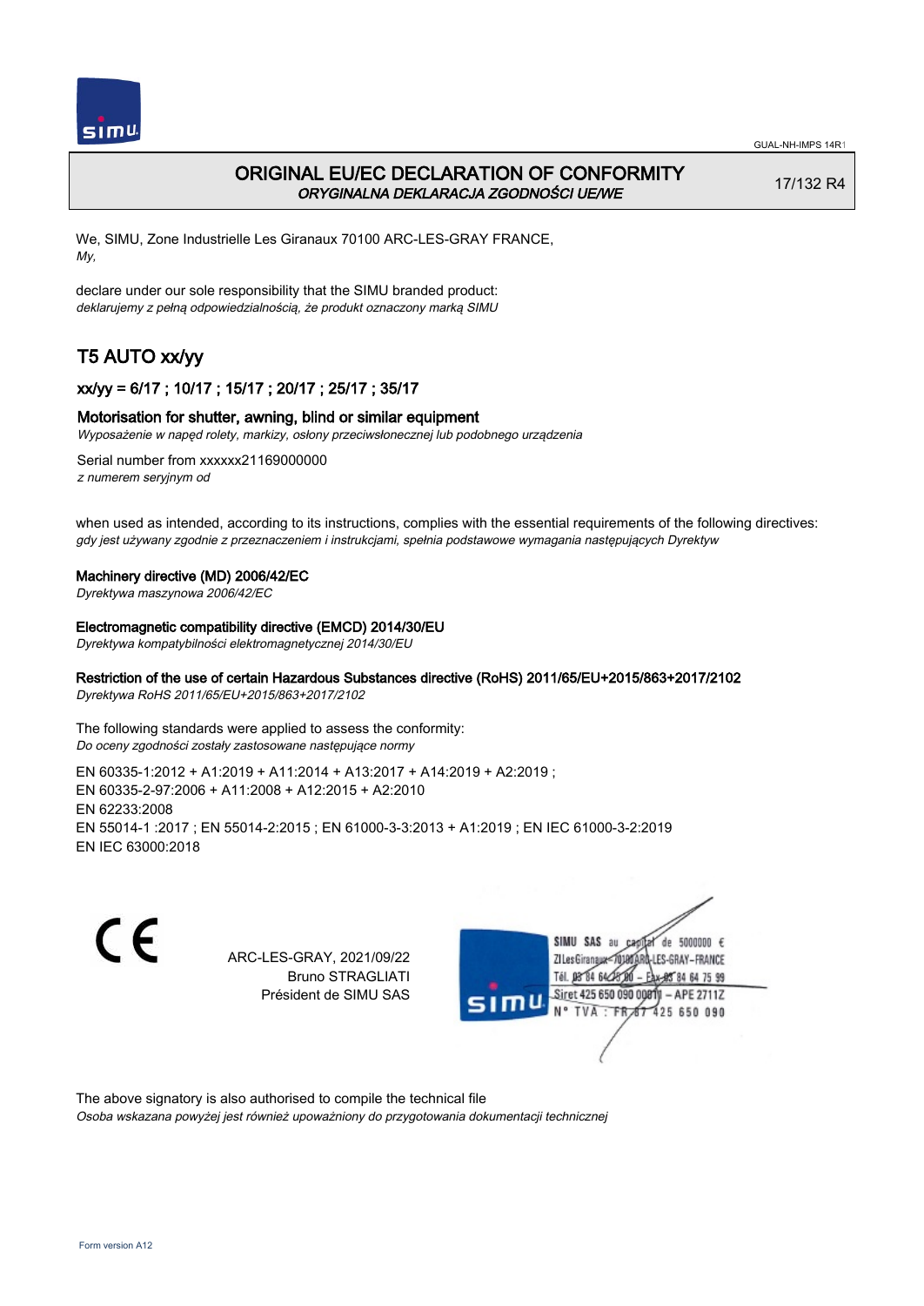# ORIGINAL EU/EC DECLARATION OF CONFORMITY
*ORYGINALNA DEKLARACJA ZGODNOŚCI UE/WE*

17/132 R4

We, SIMU, Zone Industrielle Les Giranaux 70100 ARC-LES-GRAY FRANCE,
*My,*

declare under our sole responsibility that the SIMU branded product:
*deklarujemy z pełną odpowiedzialnością, że produkt oznaczony marką SIMU*

## T5 AUTO xx/yy

### xx/yy = 6/17 ; 10/17 ; 15/17 ; 20/17 ; 25/17 ; 35/17

### Motorisation for shutter, awning, blind or similar equipment
*Wyposażenie w napęd rolety, markizy, osłony przeciwsłonecznej lub podobnego urządzenia*

Serial number from xxxxxx21169000000
*z numerem seryjnym od*

when used as intended, according to its instructions, complies with the essential requirements of the following directives:
*gdy jest używany zgodnie z przeznaczeniem i instrukcjami, spełnia podstawowe wymagania następujących Dyrektyw*

**Machinery directive (MD) 2006/42/EC**
*Dyrektywa maszynowa 2006/42/EC*

**Electromagnetic compatibility directive (EMCD) 2014/30/EU**
*Dyrektywa kompatybilności elektromagnetycznej 2014/30/EU*

**Restriction of the use of certain Hazardous Substances directive (RoHS) 2011/65/EU+2015/863+2017/2102**
*Dyrektywa RoHS 2011/65/EU+2015/863+2017/2102*

The following standards were applied to assess the conformity:
*Do oceny zgodności zostały zastosowane następujące normy*

EN 60335-1:2012 + A1:2019 + A11:2014 + A13:2017 + A14:2019 + A2:2019 ;
EN 60335-2-97:2006 + A11:2008 + A12:2015 + A2:2010
EN 62233:2008
EN 55014-1 :2017 ; EN 55014-2:2015 ; EN 61000-3-3:2013 + A1:2019 ; EN IEC 61000-3-2:2019
EN IEC 63000:2018

CE

ARC-LES-GRAY, 2021/09/22
Bruno STRAGLIATI
Président de SIMU SAS

SIMU SAS au capital de 5000000 €
ZI Les Giranaux 70100 ARC-LES-GRAY-FRANCE
Tél. 03 84 64 75 00 – Fax 03 84 64 75 99
Siret 425 650 090 00011 – APE 2711Z
N° TVA : FR 87 425 650 090

The above signatory is also authorised to compile the technical file
*Osoba wskazana powyżej jest również upoważniony do przygotowania dokumentacji technicznej*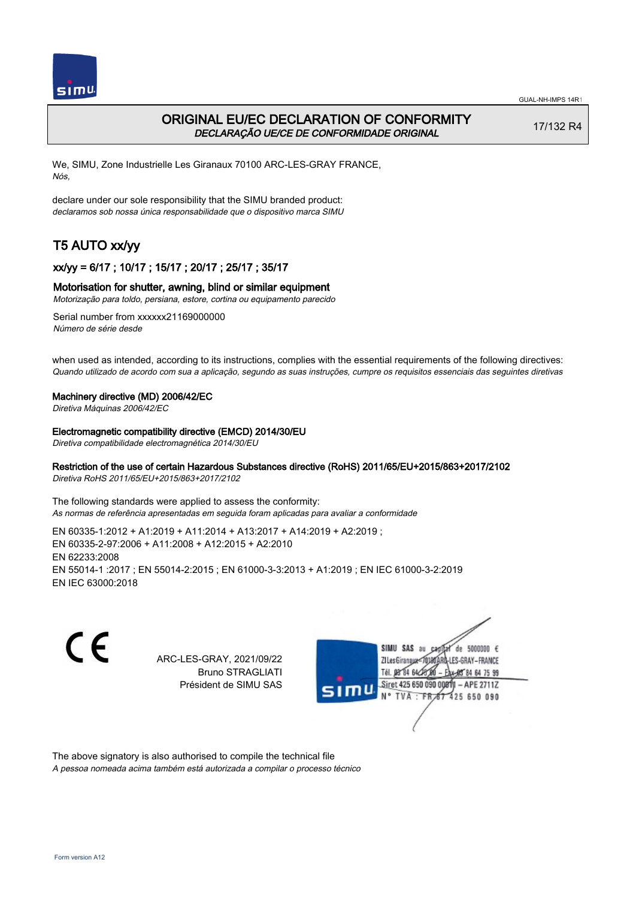GUAL-NH-IMPS 14R1

# ORIGINAL EU/EC DECLARATION OF CONFORMITY
*DECLARAÇÃO UE/CE DE CONFORMIDADE ORIGINAL*

17/132 R4

We, SIMU, Zone Industrielle Les Giranaux 70100 ARC-LES-GRAY FRANCE,
*Nós,*

declare under our sole responsibility that the SIMU branded product:
*declaramos sob nossa única responsabilidade que o dispositivo marca SIMU*

## T5 AUTO xx/yy

### xx/yy = 6/17 ; 10/17 ; 15/17 ; 20/17 ; 25/17 ; 35/17

Motorisation for shutter, awning, blind or similar equipment
*Motorização para toldo, persiana, estore, cortina ou equipamento parecido*

Serial number from xxxxxx21169000000
*Número de série desde*

when used as intended, according to its instructions, complies with the essential requirements of the following directives:
*Quando utilizado de acordo com sua a aplicação, segundo as suas instruções, cumpre os requisitos essenciais das seguintes diretivas*

Machinery directive (MD) 2006/42/EC
*Diretiva Máquinas 2006/42/EC*

Electromagnetic compatibility directive (EMCD) 2014/30/EU
*Diretiva compatibilidade electromagnética 2014/30/EU*

Restriction of the use of certain Hazardous Substances directive (RoHS) 2011/65/EU+2015/863+2017/2102
*Diretiva RoHS 2011/65/EU+2015/863+2017/2102*

The following standards were applied to assess the conformity:
*As normas de referência apresentadas em seguida foram aplicadas para avaliar a conformidade*

EN 60335-1:2012 + A1:2019 + A11:2014 + A13:2017 + A14:2019 + A2:2019 ;
EN 60335-2-97:2006 + A11:2008 + A12:2015 + A2:2010
EN 62233:2008
EN 55014-1 :2017 ; EN 55014-2:2015 ; EN 61000-3-3:2013 + A1:2019 ; EN IEC 61000-3-2:2019
EN IEC 63000:2018

CE

ARC-LES-GRAY, 2021/09/22
Bruno STRAGLIATI
Président de SIMU SAS

SIMU SAS au capital de 5000000 €
ZI Les Giranaux 70100 ARC-LES-GRAY-FRANCE
Tél. 03 84 64 75 00 – Fax 03 84 64 75 99
Siret 425 650 090 00011 – APE 2711Z
N° TVA : FR 87 425 650 090

The above signatory is also authorised to compile the technical file
*A pessoa nomeada acima também está autorizada a compilar o processo técnico*

Form version A12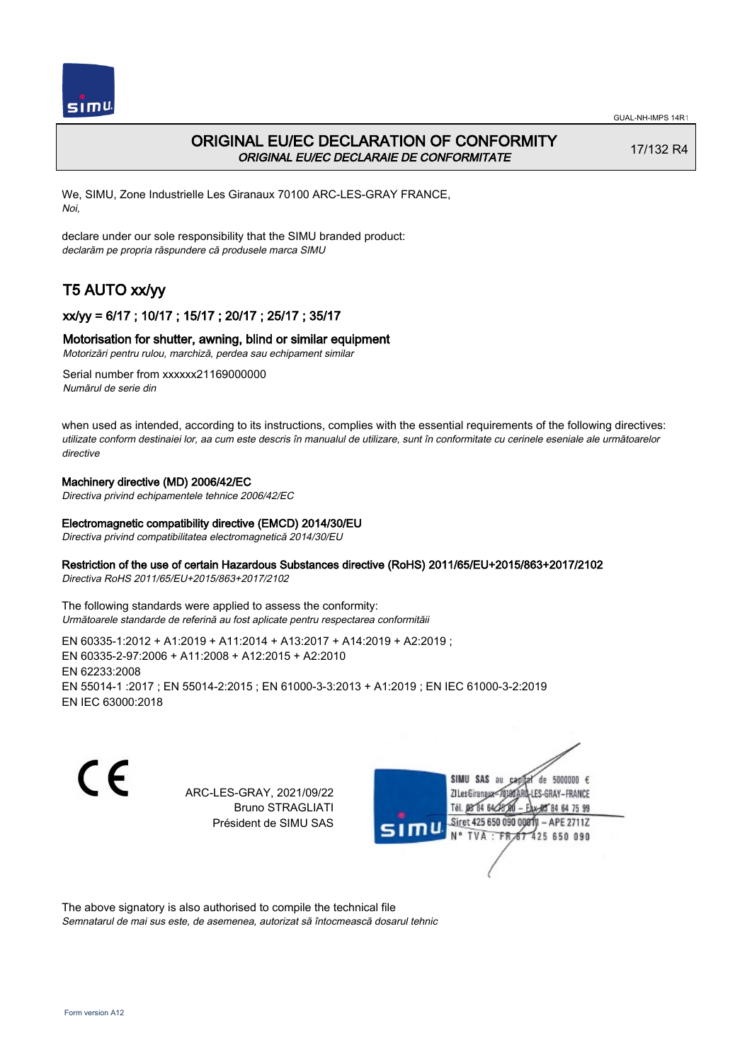# ORIGINAL EU/EC DECLARATION OF CONFORMITY

*ORIGINAL EU/EC DECLARAIE DE CONFORMITATE*

17/132 R4

We, SIMU, Zone Industrielle Les Giranaux 70100 ARC-LES-GRAY FRANCE,
*Noi,*

declare under our sole responsibility that the SIMU branded product:
*declarăm pe propria răspundere că produsele marca SIMU*

## T5 AUTO xx/yy

### xx/yy = 6/17 ; 10/17 ; 15/17 ; 20/17 ; 25/17 ; 35/17

Motorisation for shutter, awning, blind or similar equipment
*Motorizări pentru rulou, marchiză, perdea sau echipament similar*

Serial number from xxxxxx21169000000
*Numărul de serie din*

when used as intended, according to its instructions, complies with the essential requirements of the following directives:
*utilizate conform destinaiei lor, aa cum este descris în manualul de utilizare, sunt în conformitate cu cerinele eseniale ale următoarelor directive*

Machinery directive (MD) 2006/42/EC
*Directiva privind echipamentele tehnice 2006/42/EC*

Electromagnetic compatibility directive (EMCD) 2014/30/EU
*Directiva privind compatibilitatea electromagnetică 2014/30/EU*

Restriction of the use of certain Hazardous Substances directive (RoHS) 2011/65/EU+2015/863+2017/2102
*Directiva RoHS 2011/65/EU+2015/863+2017/2102*

The following standards were applied to assess the conformity:
*Următoarele standarde de referină au fost aplicate pentru respectarea conformităii*

EN 60335-1:2012 + A1:2019 + A11:2014 + A13:2017 + A14:2019 + A2:2019 ;
EN 60335-2-97:2006 + A11:2008 + A12:2015 + A2:2010
EN 62233:2008
EN 55014-1 :2017 ; EN 55014-2:2015 ; EN 61000-3-3:2013 + A1:2019 ; EN IEC 61000-3-2:2019
EN IEC 63000:2018

ARC-LES-GRAY, 2021/09/22
Bruno STRAGLIATI
Président de SIMU SAS

SIMU SAS au capital de 5000000 €
ZI Les Giranaux 70100 ARC-LES-GRAY-FRANCE
Tél. 03 84 64 75 00 – Fax 03 84 64 75 99
Siret 425 650 090 00011 – APE 2711Z
N° TVA : FR 67 425 650 090

The above signatory is also authorised to compile the technical file
*Semnatarul de mai sus este, de asemenea, autorizat să întocmească dosarul tehnic*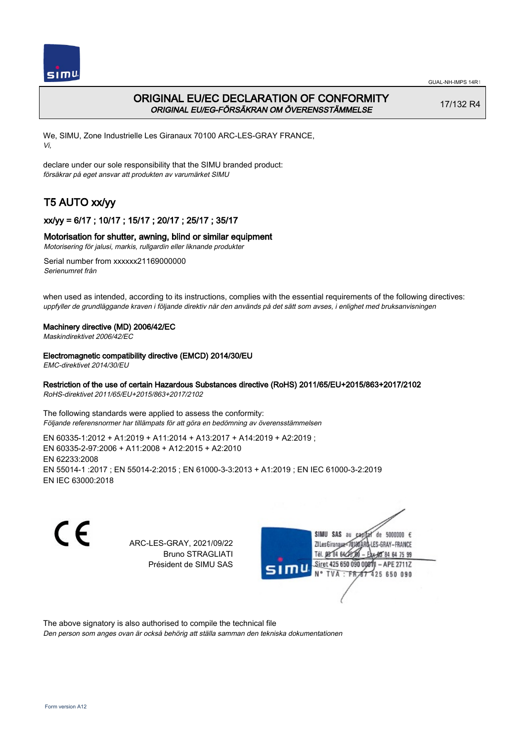# ORIGINAL EU/EC DECLARATION OF CONFORMITY

*ORIGINAL EU/EG-FÖRSÄKRAN OM ÖVERENSSTÄMMELSE*

17/132 R4

We, SIMU, Zone Industrielle Les Giranaux 70100 ARC-LES-GRAY FRANCE,
*Vi,*

declare under our sole responsibility that the SIMU branded product:
*försäkrar på eget ansvar att produkten av varumärket SIMU*

## T5 AUTO xx/yy

### xx/yy = 6/17 ; 10/17 ; 15/17 ; 20/17 ; 25/17 ; 35/17

### Motorisation for shutter, awning, blind or similar equipment

*Motorisering för jalusi, markis, rullgardin eller liknande produkter*

Serial number from xxxxxx21169000000
*Serienumret från*

when used as intended, according to its instructions, complies with the essential requirements of the following directives:
*uppfyller de grundläggande kraven i följande direktiv när den används på det sätt som avses, i enlighet med bruksanvisningen*

**Machinery directive (MD) 2006/42/EC**
*Maskindirektivet 2006/42/EC*

**Electromagnetic compatibility directive (EMCD) 2014/30/EU**
*EMC-direktivet 2014/30/EU*

**Restriction of the use of certain Hazardous Substances directive (RoHS) 2011/65/EU+2015/863+2017/2102**
*RoHS-direktivet 2011/65/EU+2015/863+2017/2102*

The following standards were applied to assess the conformity:
*Följande referensnormer har tillämpats för att göra en bedömning av överensstämmelsen*

EN 60335-1:2012 + A1:2019 + A11:2014 + A13:2017 + A14:2019 + A2:2019 ;
EN 60335-2-97:2006 + A11:2008 + A12:2015 + A2:2010
EN 62233:2008
EN 55014-1 :2017 ; EN 55014-2:2015 ; EN 61000-3-3:2013 + A1:2019 ; EN IEC 61000-3-2:2019
EN IEC 63000:2018

ARC-LES-GRAY, 2021/09/22
Bruno STRAGLIATI
Président de SIMU SAS

SIMU SAS au capital de 5000000 €
ZI Les Giranaux 70100 ARC-LES-GRAY-FRANCE
Tél. 03 84 64 75 00 – Fax 03 84 64 75 99
Siret 425 650 090 00011 – APE 2711Z
N° TVA : FR 87 425 650 090

The above signatory is also authorised to compile the technical file
*Den person som anges ovan är också behörig att ställa samman den tekniska dokumentationen*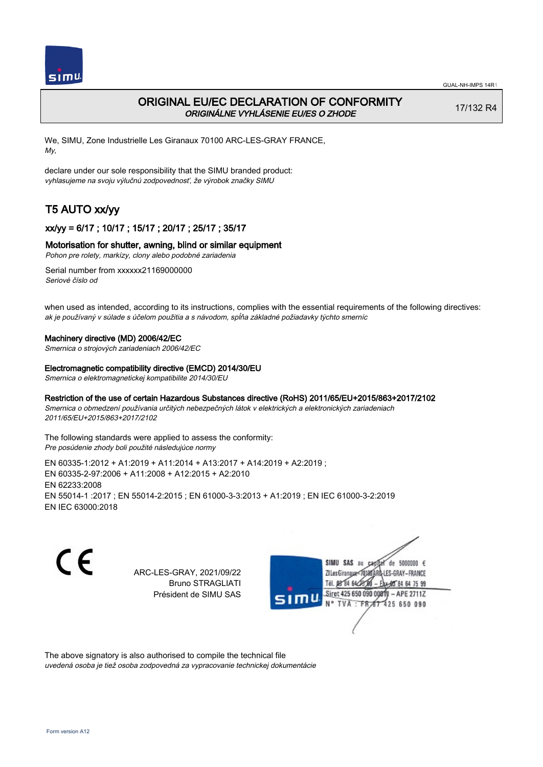# ORIGINAL EU/EC DECLARATION OF CONFORMITY

*ORIGINÁLNE VYHLÁSENIE EU/ES O ZHODE*

17/132 R4

We, SIMU, Zone Industrielle Les Giranaux 70100 ARC-LES-GRAY FRANCE,
*My,*

declare under our sole responsibility that the SIMU branded product:
*vyhlasujeme na svoju výlučnú zodpovednosť, že výrobok značky SIMU*

## T5 AUTO xx/yy

### xx/yy = 6/17 ; 10/17 ; 15/17 ; 20/17 ; 25/17 ; 35/17

### Motorisation for shutter, awning, blind or similar equipment

*Pohon pre rolety, markízy, clony alebo podobné zariadenia*

Serial number from xxxxxx21169000000
*Seriové číslo od*

when used as intended, according to its instructions, complies with the essential requirements of the following directives:
*ak je používaný v súlade s účelom použitia a s návodom, spĺňa základné požiadavky týchto smerníc*

**Machinery directive (MD) 2006/42/EC**
*Smernica o strojových zariadeniach 2006/42/EC*

**Electromagnetic compatibility directive (EMCD) 2014/30/EU**
*Smernica o elektromagnetickej kompatibilite 2014/30/EU*

**Restriction of the use of certain Hazardous Substances directive (RoHS) 2011/65/EU+2015/863+2017/2102**
*Smernica o obmedzení používania určitých nebezpečných látok v elektrických a elektronických zariadeniach 2011/65/EU+2015/863+2017/2102*

The following standards were applied to assess the conformity:
*Pre posúdenie zhody boli použité následujúce normy*

EN 60335-1:2012 + A1:2019 + A11:2014 + A13:2017 + A14:2019 + A2:2019 ;
EN 60335-2-97:2006 + A11:2008 + A12:2015 + A2:2010
EN 62233:2008
EN 55014-1 :2017 ; EN 55014-2:2015 ; EN 61000-3-3:2013 + A1:2019 ; EN IEC 61000-3-2:2019
EN IEC 63000:2018

CE

ARC-LES-GRAY, 2021/09/22
Bruno STRAGLIATI
Président de SIMU SAS

SIMU SAS au capital de 5000000 €
ZI Les Giranaux 70100 ARC-LES-GRAY-FRANCE
Tél. 03 84 64 75 00 – Fax 03 84 64 75 99
Siret 425 650 090 00011 – APE 2711Z
N° TVA : FR 87 425 650 090

The above signatory is also authorised to compile the technical file
*uvedená osoba je tiež osoba zodpovedná za vypracovanie technickej dokumentácie*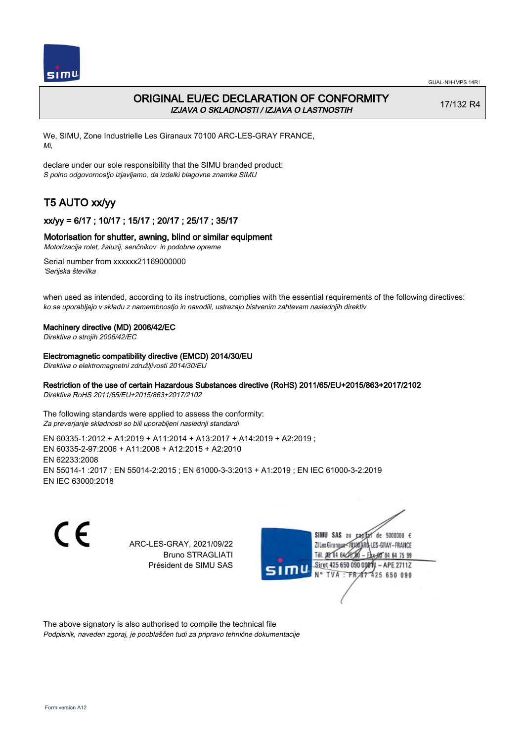# ORIGINAL EU/EC DECLARATION OF CONFORMITY

*IZJAVA O SKLADNOSTI / IZJAVA O LASTNOSTIH*

17/132 R4

We, SIMU, Zone Industrielle Les Giranaux 70100 ARC-LES-GRAY FRANCE,
*Mi,*

declare under our sole responsibility that the SIMU branded product:
*S polno odgovornostjo izjavljamo, da izdelki blagovne znamke SIMU*

## T5 AUTO xx/yy

### xx/yy = 6/17 ; 10/17 ; 15/17 ; 20/17 ; 25/17 ; 35/17

### Motorisation for shutter, awning, blind or similar equipment

*Motorizacija rolet, žaluzij, senčnikov in podobne opreme*

Serial number from xxxxxx21169000000
*'Serijska številka*

when used as intended, according to its instructions, complies with the essential requirements of the following directives:
*ko se uporabljajo v skladu z namembnostjo in navodili, ustrezajo bistvenim zahtevam naslednjih direktiv*

**Machinery directive (MD) 2006/42/EC**
*Direktiva o strojih 2006/42/EC*

**Electromagnetic compatibility directive (EMCD) 2014/30/EU**
*Direktiva o elektromagnetni združljivosti 2014/30/EU*

**Restriction of the use of certain Hazardous Substances directive (RoHS) 2011/65/EU+2015/863+2017/2102**
*Direktiva RoHS 2011/65/EU+2015/863+2017/2102*

The following standards were applied to assess the conformity:
*Za preverjanje skladnosti so bili uporabljeni naslednji standardi*

EN 60335-1:2012 + A1:2019 + A11:2014 + A13:2017 + A14:2019 + A2:2019 ;
EN 60335-2-97:2006 + A11:2008 + A12:2015 + A2:2010
EN 62233:2008
EN 55014-1 :2017 ; EN 55014-2:2015 ; EN 61000-3-3:2013 + A1:2019 ; EN IEC 61000-3-2:2019
EN IEC 63000:2018

CE

ARC-LES-GRAY, 2021/09/22
Bruno STRAGLIATI
Président de SIMU SAS

SIMU SAS au capital de 5000000 €
ZI Les Giranaux 70100 ARC-LES-GRAY-FRANCE
Tél. 03 84 64 75 00 – Fax 03 84 64 75 99
Siret 425 650 090 00011 – APE 2711Z
N° TVA : FR 87 425 650 090

The above signatory is also authorised to compile the technical file
*Podpisnik, naveden zgoraj, je pooblaščen tudi za pripravo tehnične dokumentacije*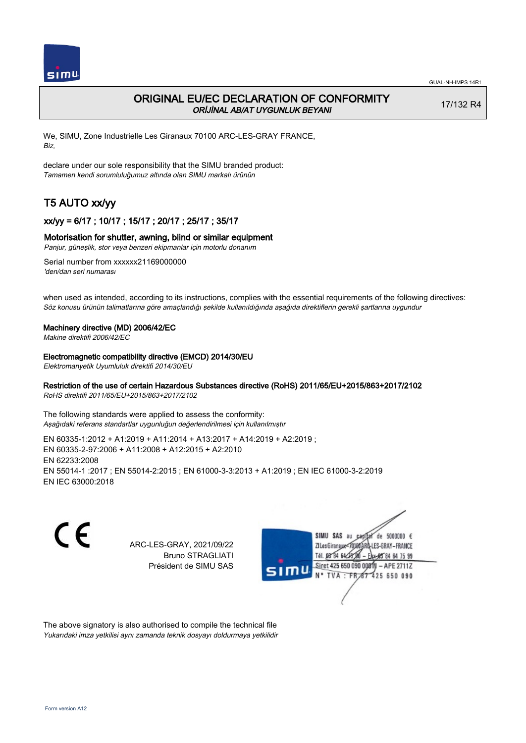# ORIGINAL EU/EC DECLARATION OF CONFORMITY

*ORİJİNAL AB/AT UYGUNLUK BEYANI*

17/132 R4

We, SIMU, Zone Industrielle Les Giranaux 70100 ARC-LES-GRAY FRANCE,
*Biz,*

declare under our sole responsibility that the SIMU branded product:
*Tamamen kendi sorumluluğumuz altında olan SIMU markalı ürünün*

## T5 AUTO xx/yy

### xx/yy = 6/17 ; 10/17 ; 15/17 ; 20/17 ; 25/17 ; 35/17

### Motorisation for shutter, awning, blind or similar equipment

*Panjur, güneşlik, stor veya benzeri ekipmanlar için motorlu donanım*

Serial number from xxxxxx21169000000
*'den/dan seri numarası*

when used as intended, according to its instructions, complies with the essential requirements of the following directives:
*Söz konusu ürünün talimatlarına göre amaçlandığı şekilde kullanıldığında aşağıda direktiflerin gerekli şartlarına uygundur*

**Machinery directive (MD) 2006/42/EC**
*Makine direktifi 2006/42/EC*

**Electromagnetic compatibility directive (EMCD) 2014/30/EU**
*Elektromanyetik Uyumluluk direktifi 2014/30/EU*

**Restriction of the use of certain Hazardous Substances directive (RoHS) 2011/65/EU+2015/863+2017/2102**
*RoHS direktifi 2011/65/EU+2015/863+2017/2102*

The following standards were applied to assess the conformity:
*Aşağıdaki referans standartlar uygunluğun değerlendirilmesi için kullanılmıştır*

EN 60335-1:2012 + A1:2019 + A11:2014 + A13:2017 + A14:2019 + A2:2019 ;
EN 60335-2-97:2006 + A11:2008 + A12:2015 + A2:2010
EN 62233:2008
EN 55014-1 :2017 ; EN 55014-2:2015 ; EN 61000-3-3:2013 + A1:2019 ; EN IEC 61000-3-2:2019
EN IEC 63000:2018

CE

ARC-LES-GRAY, 2021/09/22
Bruno STRAGLIATI
Président de SIMU SAS

SIMU SAS au capital de 5000000 €
ZI Les Giranaux 70100 ARC-LES-GRAY-FRANCE
Tél. 03 84 64 75 00 – Fax 03 84 64 75 99
Siret 425 650 090 00011 – APE 2711Z
N° TVA : FR 87 425 650 090

The above signatory is also authorised to compile the technical file
*Yukarıdaki imza yetkilisi aynı zamanda teknik dosyayı doldurmaya yetkilidir*